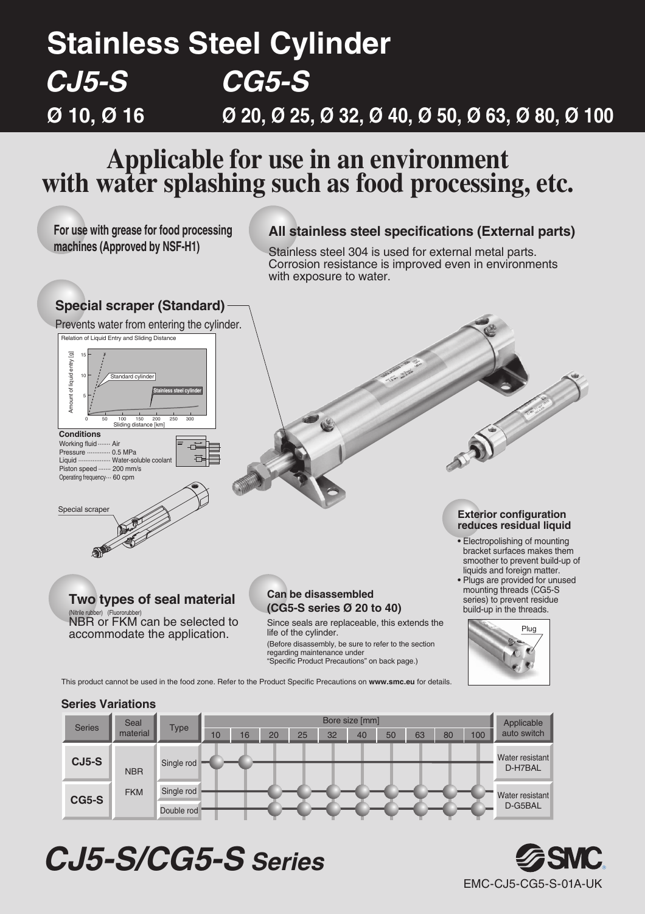# Stainless Steel Cylinder

## *CJ5-S* *CG5-S*

**Ø 10, Ø 16** **Ø 20, Ø 25, Ø 32, Ø 40, Ø 50, Ø 63, Ø 80, Ø 100**

## Applicable for use in an environment with water splashing such as food processing, etc.

### For use with grease for food processing machines (Approved by NSF-H1)

### All stainless steel specifications (External parts)

Stainless steel 304 is used for external metal parts. Corrosion resistance is improved even in environments with exposure to water.

### Special scraper (Standard)

Prevents water from entering the cylinder.

Relation of Liquid Entry and Sliding Distance

Amount of liquid entry [g]

15
10
5
0

Standard cylinder

Stainless steel cylinder

0 50 100 150 200 250 300

Sliding distance [km]

**Conditions**

Working fluid ······· Air
Pressure ············· 0.5 MPa
Liquid ················· Water-soluble coolant
Piston speed ······· 200 mm/s
Operating frequency··· 60 cpm

Special scraper

### Exterior configuration reduces residual liquid

- Electropolishing of mounting bracket surfaces makes them smoother to prevent build-up of liquids and foreign matter.
- Plugs are provided for unused mounting threads (CG5-S series) to prevent residue build-up in the threads.

Plug

### Two types of seal material

(Nitrile rubber) (Fluororubber)
NBR or FKM can be selected to accommodate the application.

### Can be disassembled (CG5-S series Ø 20 to 40)

Since seals are replaceable, this extends the life of the cylinder.
(Before disassembly, be sure to refer to the section regarding maintenance under "Specific Product Precautions" on back page.)

This product cannot be used in the food zone. Refer to the Product Specific Precautions on **www.smc.eu** for details.

### Series Variations

| Series | Seal material | Type | Bore size [mm] | | | | | | | | | | Applicable auto switch |
|---|---|---|---|---|---|---|---|---|---|---|---|---|---|
| | | | 10 | 16 | 20 | 25 | 32 | 40 | 50 | 63 | 80 | 100 | |
| CJ5-S | NBR FKM | Single rod | ● | ● | | | | | | | | | Water resistant D-H7BAL |
| CG5-S | | Single rod | | | ● | ● | ● | ● | ● | ● | ● | ● | Water resistant D-G5BAL |
| | | Double rod | | | ● | ● | ● | ● | ● | ● | ● | ● | |

# *CJ5-S/CG5-S Series*

EMC-CJ5-CG5-S-01A-UK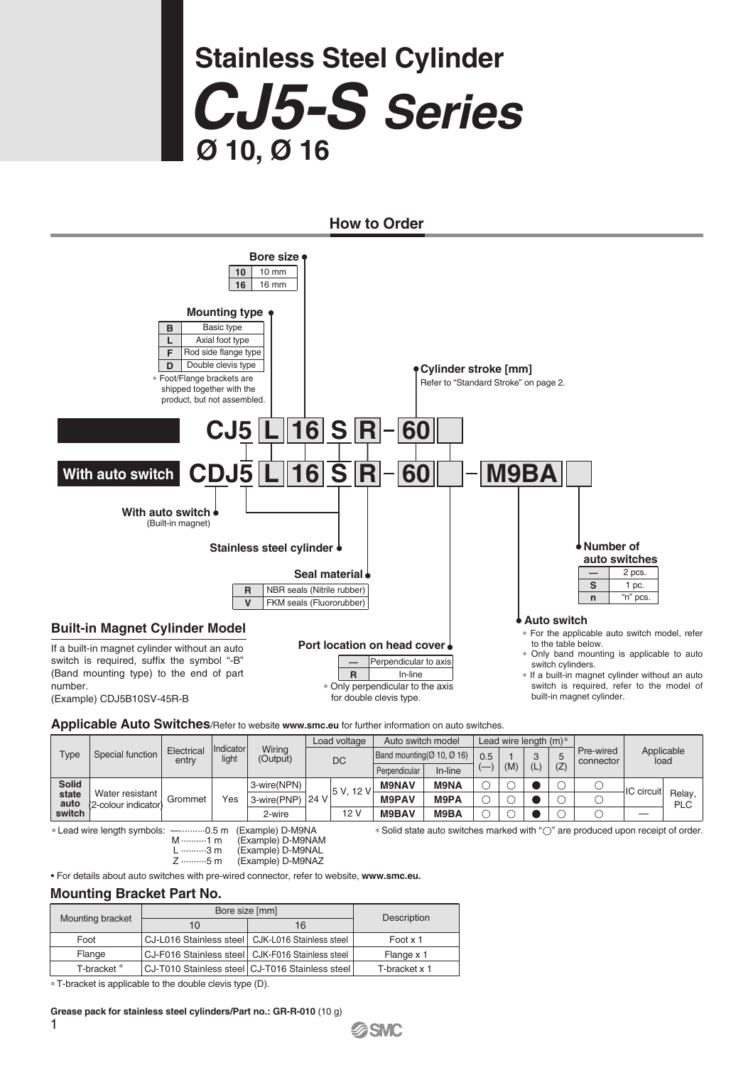# Stainless Steel Cylinder

# CJ5-S Series

## Ø 10, Ø 16

## How to Order

CJ5 **L** **16** **S** **R** – **60** ☐

With auto switch: CDJ5 **L** **16** **S** **R** – **60** ☐ – **M9BA** ☐

**With auto switch** (Built-in magnet)

**Bore size**

| | |
|---|---|
| 10 | 10 mm |
| 16 | 16 mm |

**Mounting type**

| | |
|---|---|
| B | Basic type |
| L | Axial foot type |
| F | Rod side flange type |
| D | Double clevis type |

* Foot/Flange brackets are shipped together with the product, but not assembled.

**Stainless steel cylinder**

**Seal material**

| | |
|---|---|
| R | NBR seals (Nitrile rubber) |
| V | FKM seals (Fluororubber) |

**Cylinder stroke [mm]**

Refer to "Standard Stroke" on page 2.

**Port location on head cover**

| | |
|---|---|
| — | Perpendicular to axis |
| R | In-line |

* Only perpendicular to the axis for double clevis type.

**Auto switch**

* For the applicable auto switch model, refer to the table below.
* Only band mounting is applicable to auto switch cylinders.
* If a built-in magnet cylinder without an auto switch is required, refer to the model of built-in magnet cylinder.

**Number of auto switches**

| | |
|---|---|
| — | 2 pcs. |
| S | 1 pc. |
| n | "n" pcs. |

### Built-in Magnet Cylinder Model

If a built-in magnet cylinder without an auto switch is required, suffix the symbol "-B" (Band mounting type) to the end of part number.
(Example) CDJ5B10SV-45R-B

## Applicable Auto Switches/Refer to website www.smc.eu for further information on auto switches.

| Type | Special function | Electrical entry | Indicator light | Wiring (Output) | Load voltage DC | | Auto switch model Band mounting (Ø 10, Ø 16) Perpendicular | In-line | Lead wire length (m)* 0.5 (—) | 1 (M) | 3 (L) | 5 (Z) | Pre-wired connector | Applicable load | |
|---|---|---|---|---|---|---|---|---|---|---|---|---|---|---|---|
| Solid state auto switch | Water resistant (2-colour indicator) | Grommet | Yes | 3-wire(NPN) | 24 V | 5 V, 12 V | M9NAV | M9NA | ○ | ○ | ● | ○ | ○ | IC circuit | Relay, PLC |
| | | | | 3-wire(PNP) | | | M9PAV | M9PA | ○ | ○ | ● | ○ | ○ | | |
| | | | | 2-wire | | 12 V | M9BAV | M9BA | ○ | ○ | ● | ○ | ○ | — | |

* Lead wire length symbols:
  - —··········0.5 m (Example) D-M9NA
  - M··········1 m (Example) D-M9NAM
  - L··········3 m (Example) D-M9NAL
  - Z··········5 m (Example) D-M9NAZ

* Solid state auto switches marked with "○" are produced upon receipt of order.

• For details about auto switches with pre-wired connector, refer to website, **www.smc.eu.**

## Mounting Bracket Part No.

| Mounting bracket | Bore size [mm] 10 | 16 | Description |
|---|---|---|---|
| Foot | CJ-L016 Stainless steel | CJK-L016 Stainless steel | Foot x 1 |
| Flange | CJ-F016 Stainless steel | CJK-F016 Stainless steel | Flange x 1 |
| T-bracket * | CJ-T010 Stainless steel | CJ-T016 Stainless steel | T-bracket x 1 |

* T-bracket is applicable to the double clevis type (D).

**Grease pack for stainless steel cylinders/Part no.: GR-R-010** (10 g)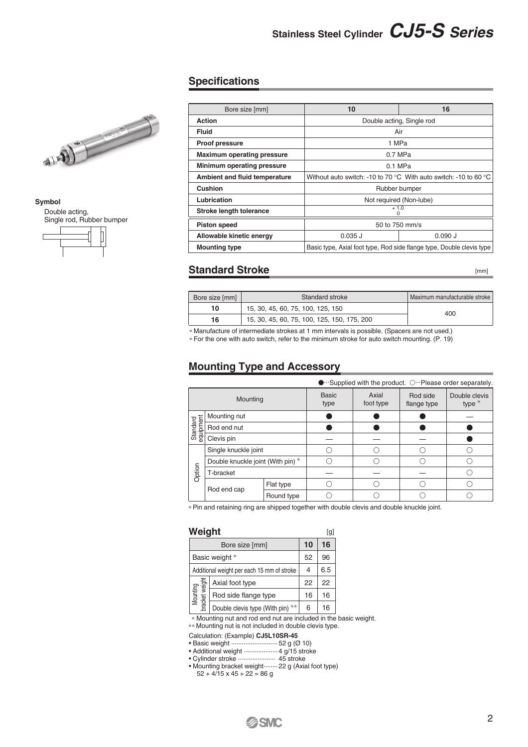# Stainless Steel Cylinder *CJ5-S Series*

## Specifications

**Symbol**

Double acting,
Single rod, Rubber bumper

| Bore size [mm] | 10 | 16 |
|---|---|---|
| **Action** | Double acting, Single rod | |
| **Fluid** | Air | |
| **Proof pressure** | 1 MPa | |
| **Maximum operating pressure** | 0.7 MPa | |
| **Minimum operating pressure** | 0.1 MPa | |
| **Ambient and fluid temperature** | Without auto switch: -10 to 70 °C With auto switch: -10 to 60 °C | |
| **Cushion** | Rubber bumper | |
| **Lubrication** | Not required (Non-lube) | |
| **Stroke length tolerance** | $^{+1.0}_{0}$ | |
| **Piston speed** | 50 to 750 mm/s | |
| **Allowable kinetic energy** | 0.035 J | 0.090 J |
| **Mounting type** | Basic type, Axial foot type, Rod side flange type, Double clevis type | |

## Standard Stroke

[mm]

| Bore size [mm] | Standard stroke | Maximum manufacturable stroke |
|---|---|---|
| 10 | 15, 30, 45, 60, 75, 100, 125, 150 | 400 |
| 16 | 15, 30, 45, 60, 75, 100, 125, 150, 175, 200 | |

* Manufacture of intermediate strokes at 1 mm intervals is possible. (Spacers are not used.)
* For the one with auto switch, refer to the minimum stroke for auto switch mounting. (P. 19)

## Mounting Type and Accessory

●···Supplied with the product. ○···Please order separately.

| Mounting | | | Basic type | Axial foot type | Rod side flange type | Double clevis type * |
|---|---|---|---|---|---|---|
| Standard equipment | Mounting nut | | ● | ● | ● | — |
| | Rod end nut | | ● | ● | ● | ● |
| | Clevis pin | | — | — | — | ● |
| Option | Single knuckle joint | | ○ | ○ | ○ | ○ |
| | Double knuckle joint (With pin) * | | ○ | ○ | ○ | ○ |
| | T-bracket | | — | — | — | ○ |
| | Rod end cap | Flat type | ○ | ○ | ○ | ○ |
| | | Round type | ○ | ○ | ○ | ○ |

* Pin and retaining ring are shipped together with double clevis and double knuckle joint.

## Weight

[g]

| Bore size [mm] | | 10 | 16 |
|---|---|---|---|
| Basic weight * | | 52 | 96 |
| Additional weight per each 15 mm of stroke | | 4 | 6.5 |
| Mounting bracket weight | Axial foot type | 22 | 22 |
| | Rod side flange type | 16 | 16 |
| | Double clevis type (With pin) ** | 6 | 16 |

* Mounting nut and rod end nut are included in the basic weight.
** Mounting nut is not included in double clevis type.

Calculation: (Example) **CJ5L10SR-45**

- Basic weight .......................... 52 g (Ø 10)
- Additional weight .................. 4 g/15 stroke
- Cylinder stroke ..................... 45 stroke
- Mounting bracket weight........ 22 g (Axial foot type)

$52 + 4/15 \times 45 + 22 = 86$ g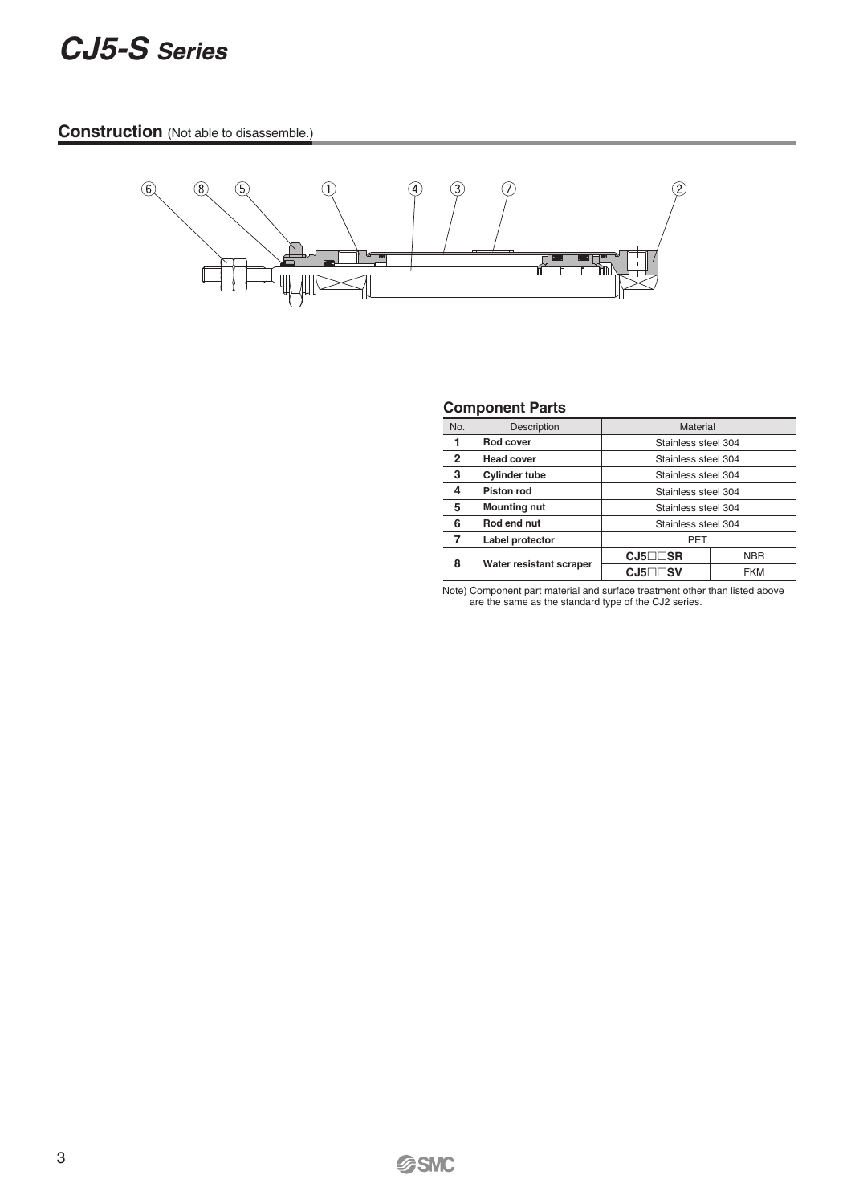# CJ5-S Series

## Construction (Not able to disassemble.)

⑥ ⑧ ⑤ ① ④ ③ ⑦ ②

### Component Parts

| No. | Description | Material | |
|---|---|---|---|
| 1 | **Rod cover** | Stainless steel 304 | |
| 2 | **Head cover** | Stainless steel 304 | |
| 3 | **Cylinder tube** | Stainless steel 304 | |
| 4 | **Piston rod** | Stainless steel 304 | |
| 5 | **Mounting nut** | Stainless steel 304 | |
| 6 | **Rod end nut** | Stainless steel 304 | |
| 7 | **Label protector** | PET | |
| 8 | **Water resistant scraper** | **CJ5□□SR** | NBR |
| | | **CJ5□□SV** | FKM |

Note) Component part material and surface treatment other than listed above are the same as the standard type of the CJ2 series.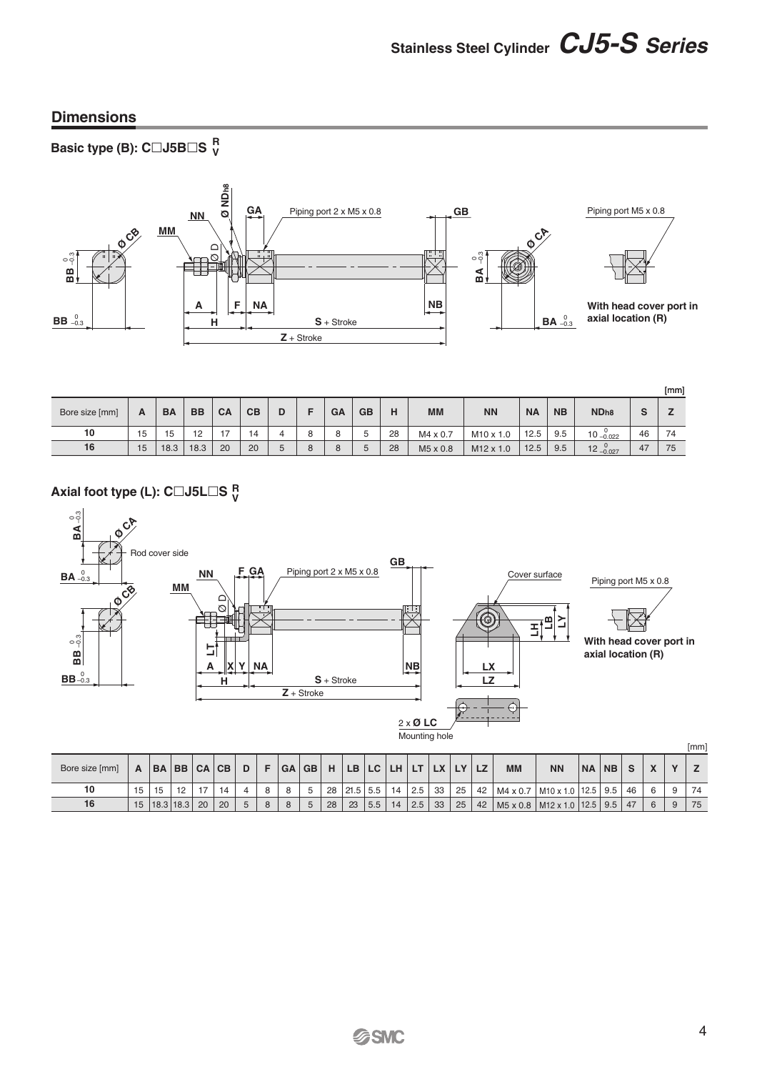## Dimensions

### Basic type (B): C□J5B□S $^{R}_{V}$

Piping port 2 x M5 x 0.8

Piping port M5 x 0.8

**With head cover port in axial location (R)**

[mm]

| Bore size [mm] | A | BA | BB | CA | CB | D | F | GA | GB | H | MM | NN | NA | NB | $ND_{h8}$ | S | Z |
|---|---|---|---|---|---|---|---|---|---|---|---|---|---|---|---|---|---|
| 10 | 15 | 15 | 12 | 17 | 14 | 4 | 8 | 8 | 5 | 28 | M4 x 0.7 | M10 x 1.0 | 12.5 | 9.5 | $10^{\ 0}_{-0.022}$ | 46 | 74 |
| 16 | 15 | 18.3 | 18.3 | 20 | 20 | 5 | 8 | 8 | 5 | 28 | M5 x 0.8 | M12 x 1.0 | 12.5 | 9.5 | $12^{\ 0}_{-0.027}$ | 47 | 75 |

### Axial foot type (L): C□J5L□S $^{R}_{V}$

Rod cover side

Piping port 2 x M5 x 0.8

Cover surface

Piping port M5 x 0.8

**With head cover port in axial location (R)**

2 x Ø LC
Mounting hole

[mm]

| Bore size [mm] | A | BA | BB | CA | CB | D | F | GA | GB | H | LB | LC | LH | LT | LX | LY | LZ | MM | NN | NA | NB | S | X | Y | Z |
|---|---|---|---|---|---|---|---|---|---|---|---|---|---|---|---|---|---|---|---|---|---|---|---|---|---|
| 10 | 15 | 15 | 12 | 17 | 14 | 4 | 8 | 8 | 5 | 28 | 21.5 | 5.5 | 14 | 2.5 | 33 | 25 | 42 | M4 x 0.7 | M10 x 1.0 | 12.5 | 9.5 | 46 | 6 | 9 | 74 |
| 16 | 15 | 18.3 | 18.3 | 20 | 20 | 5 | 8 | 8 | 5 | 28 | 23 | 5.5 | 14 | 2.5 | 33 | 25 | 42 | M5 x 0.8 | M12 x 1.0 | 12.5 | 9.5 | 47 | 6 | 9 | 75 |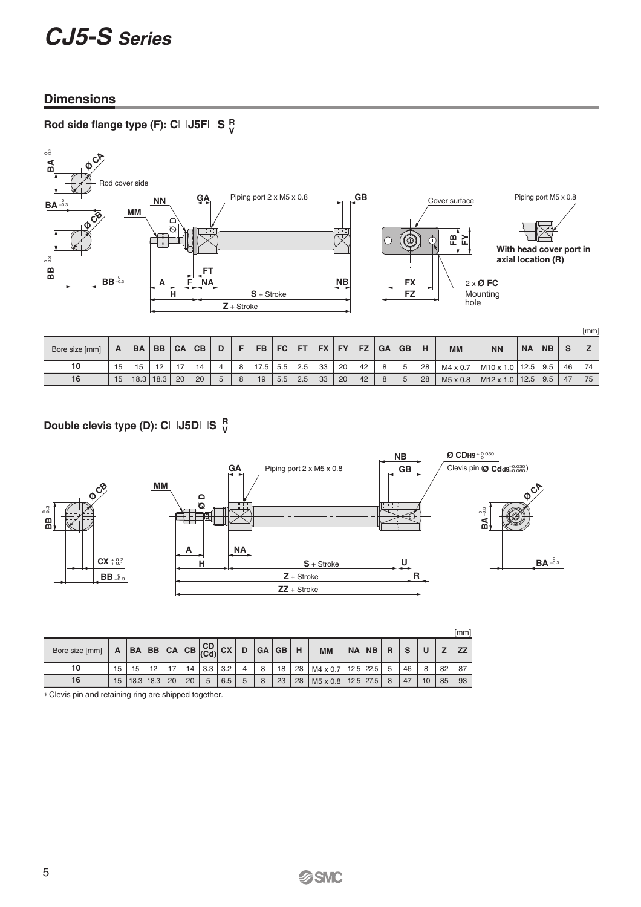# CJ5-S Series

## Dimensions

### Rod side flange type (F): C□J5F□S R/V

Rod cover side

Piping port 2 x M5 x 0.8

Cover surface

Piping port M5 x 0.8

With head cover port in axial location (R)

2 x Ø FC Mounting hole

S + Stroke

Z + Stroke

[mm]

| Bore size [mm] | A | BA | BB | CA | CB | D | F | FB | FC | FT | FX | FY | FZ | GA | GB | H | MM | NN | NA | NB | S | Z |
|---|---|---|---|---|---|---|---|---|---|---|---|---|---|---|---|---|---|---|---|---|---|---|
| 10 | 15 | 15 | 12 | 17 | 14 | 4 | 8 | 17.5 | 5.5 | 2.5 | 33 | 20 | 42 | 8 | 5 | 28 | M4 x 0.7 | M10 x 1.0 | 12.5 | 9.5 | 46 | 74 |
| 16 | 15 | 18.3 | 18.3 | 20 | 20 | 5 | 8 | 19 | 5.5 | 2.5 | 33 | 20 | 42 | 8 | 5 | 28 | M5 x 0.8 | M12 x 1.0 | 12.5 | 9.5 | 47 | 75 |

### Double clevis type (D): C□J5D□S R/V

Piping port 2 x M5 x 0.8

Ø CDH9 $^{+0.030}_{0}$

Clevis pin (Ø Cdd9 $^{-0.030}_{-0.060}$)

CX $^{+0.2}_{+0.1}$

S + Stroke

Z + Stroke

ZZ + Stroke

[mm]

| Bore size [mm] | A | BA | BB | CA | CB | CD (Cd) | CX | D | GA | GB | H | MM | NA | NB | R | S | U | Z | ZZ |
|---|---|---|---|---|---|---|---|---|---|---|---|---|---|---|---|---|---|---|---|
| 10 | 15 | 15 | 12 | 17 | 14 | 3.3 | 3.2 | 4 | 8 | 18 | 28 | M4 x 0.7 | 12.5 | 22.5 | 5 | 46 | 8 | 82 | 87 |
| 16 | 15 | 18.3 | 18.3 | 20 | 20 | 5 | 6.5 | 5 | 8 | 23 | 28 | M5 x 0.8 | 12.5 | 27.5 | 8 | 47 | 10 | 85 | 93 |

* Clevis pin and retaining ring are shipped together.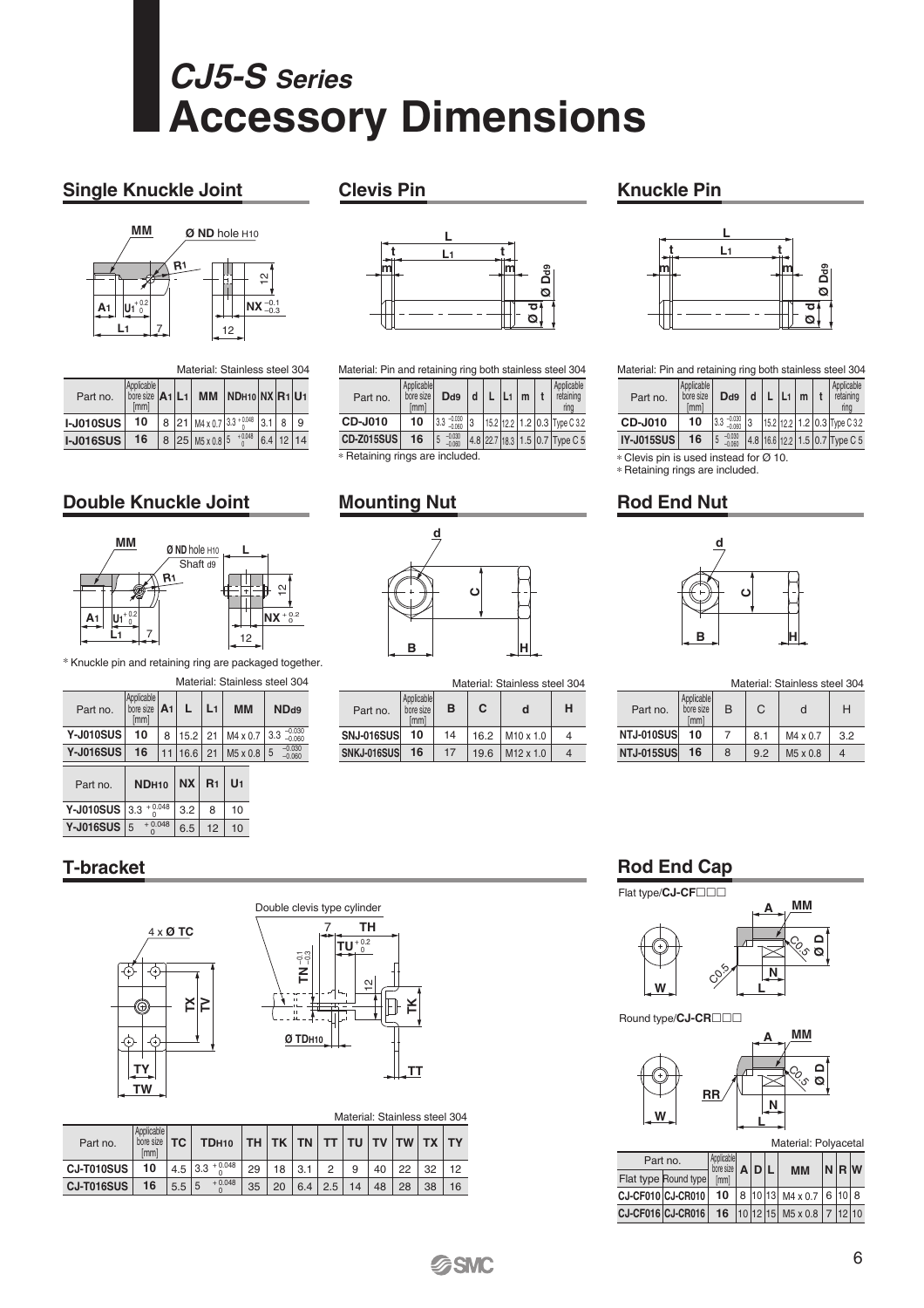# *CJ5-S Series* Accessory Dimensions

## Single Knuckle Joint

Material: Stainless steel 304

| Part no. | Applicable bore size [mm] | $A_1$ | $L_1$ | MM | $ND_{H10}$ | NX | $R_1$ | $U_1$ |
|---|---|---|---|---|---|---|---|---|
| **I-J010SUS** | **10** | 8 | 21 | M4 x 0.7 | $3.3^{+0.048}_{0}$ | 3.1 | 8 | 9 |
| **I-J016SUS** | **16** | 8 | 25 | M5 x 0.8 | $5^{+0.048}_{0}$ | 6.4 | 12 | 14 |

## Clevis Pin

Material: Pin and retaining ring both stainless steel 304

| Part no. | Applicable bore size [mm] | $D_{d9}$ | d | L | $L_1$ | m | t | Applicable retaining ring |
|---|---|---|---|---|---|---|---|---|
| **CD-J010** | **10** | $3.3^{-0.030}_{-0.060}$ | 3 | 15.2 | 12.2 | 1.2 | 0.3 | Type C 3.2 |
| **CD-Z015SUS** | **16** | $5^{-0.030}_{-0.060}$ | 4.8 | 22.7 | 18.3 | 1.5 | 0.7 | Type C 5 |

∗ Retaining rings are included.

## Knuckle Pin

Material: Pin and retaining ring both stainless steel 304

| Part no. | Applicable bore size [mm] | $D_{d9}$ | d | L | $L_1$ | m | t | Applicable retaining ring |
|---|---|---|---|---|---|---|---|---|
| **CD-J010** | **10** | $3.3^{-0.030}_{-0.060}$ | 3 | 15.2 | 12.2 | 1.2 | 0.3 | Type C 3.2 |
| **IY-J015SUS** | **16** | $5^{-0.030}_{-0.060}$ | 4.8 | 16.6 | 12.2 | 1.5 | 0.7 | Type C 5 |

∗ Clevis pin is used instead for Ø 10.
∗ Retaining rings are included.

## Double Knuckle Joint

∗ Knuckle pin and retaining ring are packaged together.

Material: Stainless steel 304

| Part no. | Applicable bore size [mm] | $A_1$ | L | $L_1$ | MM | $ND_{d9}$ |
|---|---|---|---|---|---|---|
| **Y-J010SUS** | **10** | 8 | 15.2 | 21 | M4 x 0.7 | $3.3^{-0.030}_{-0.060}$ |
| **Y-J016SUS** | **16** | 11 | 16.6 | 21 | M5 x 0.8 | $5^{-0.030}_{-0.060}$ |

| Part no. | $ND_{H10}$ | NX | $R_1$ | $U_1$ |
|---|---|---|---|---|
| **Y-J010SUS** | $3.3^{+0.048}_{0}$ | 3.2 | 8 | 10 |
| **Y-J016SUS** | $5^{+0.048}_{0}$ | 6.5 | 12 | 10 |

## Mounting Nut

Material: Stainless steel 304

| Part no. | Applicable bore size [mm] | B | C | d | H |
|---|---|---|---|---|---|
| **SNJ-016SUS** | **10** | 14 | 16.2 | M10 x 1.0 | 4 |
| **SNKJ-016SUS** | **16** | 17 | 19.6 | M12 x 1.0 | 4 |

## Rod End Nut

Material: Stainless steel 304

| Part no. | Applicable bore size [mm] | B | C | d | H |
|---|---|---|---|---|---|
| **NTJ-010SUS** | **10** | 7 | 8.1 | M4 x 0.7 | 3.2 |
| **NTJ-015SUS** | **16** | 8 | 9.2 | M5 x 0.8 | 4 |

## T-bracket

Double clevis type cylinder

Material: Stainless steel 304

| Part no. | Applicable bore size [mm] | TC | $TD_{H10}$ | TH | TK | TN | TT | TU | TV | TW | TX | TY |
|---|---|---|---|---|---|---|---|---|---|---|---|---|
| **CJ-T010SUS** | **10** | 4.5 | $3.3^{+0.048}_{0}$ | 29 | 18 | 3.1 | 2 | 9 | 40 | 22 | 32 | 12 |
| **CJ-T016SUS** | **16** | 5.5 | $5^{+0.048}_{0}$ | 35 | 20 | 6.4 | 2.5 | 14 | 48 | 28 | 38 | 16 |

## Rod End Cap

Flat type/**CJ-CF**□□□

Round type/**CJ-CR**□□□

Material: Polyacetal

| Part no. | | Applicable bore size [mm] | A | D | L | MM | N | R | W |
|---|---|---|---|---|---|---|---|---|---|
| Flat type | Round type | | | | | | | | |
| **CJ-CF010** | **CJ-CR010** | **10** | 8 | 10 | 13 | M4 x 0.7 | 6 | 10 | 8 |
| **CJ-CF016** | **CJ-CR016** | **16** | 10 | 12 | 15 | M5 x 0.8 | 7 | 12 | 10 |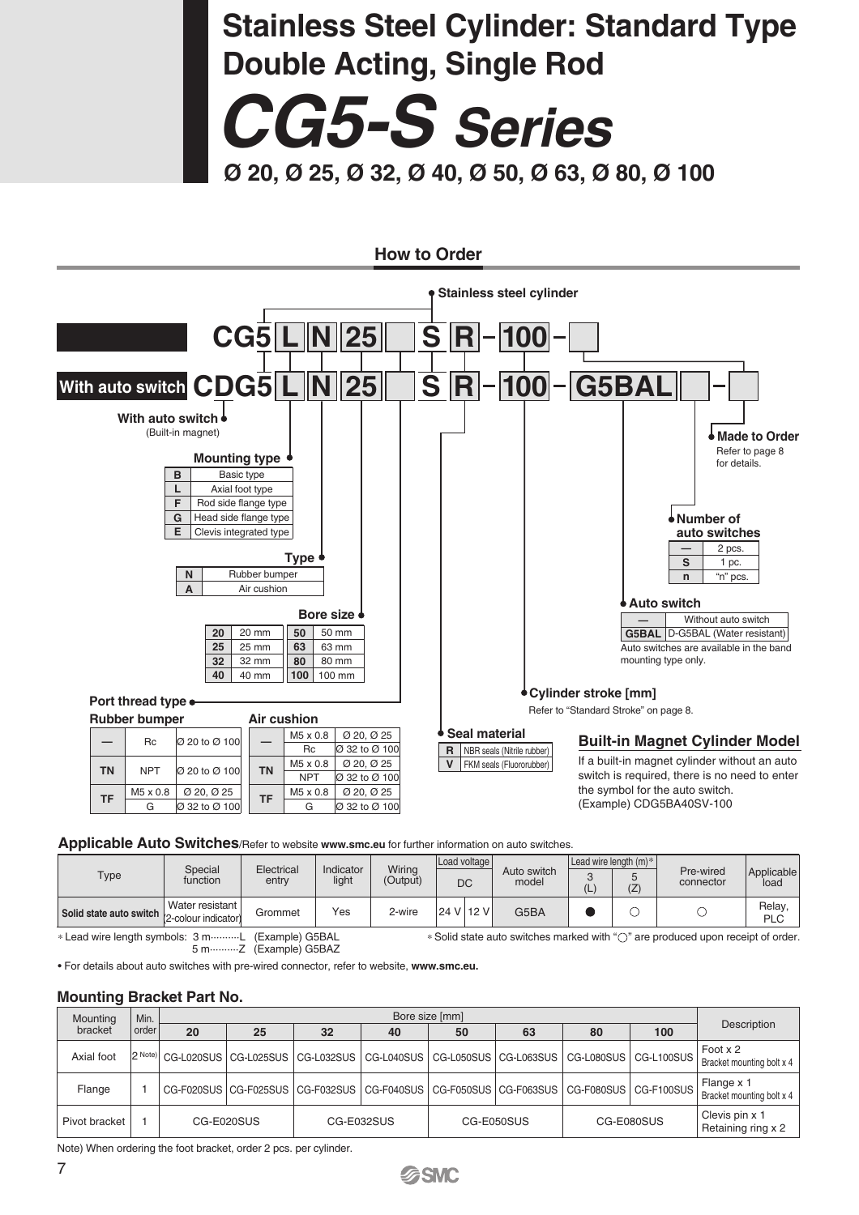# Stainless Steel Cylinder: Standard Type Double Acting, Single Rod

# CG5-S Series

## Ø 20, Ø 25, Ø 32, Ø 40, Ø 50, Ø 63, Ø 80, Ø 100

## How to Order

CG5 L N 25 ☐ S R – 100 – ☐

With auto switch: CDG5 L N 25 ☐ S R – 100 – G5BAL ☐ – ☐

- Stainless steel cylinder

**With auto switch** (Built-in magnet)

**Mounting type**

| | |
|---|---|
| B | Basic type |
| L | Axial foot type |
| F | Rod side flange type |
| G | Head side flange type |
| E | Clevis integrated type |

**Type**

| | |
|---|---|
| N | Rubber bumper |
| A | Air cushion |

**Bore size**

| | | | |
|---|---|---|---|
| 20 | 20 mm | 50 | 50 mm |
| 25 | 25 mm | 63 | 63 mm |
| 32 | 32 mm | 80 | 80 mm |
| 40 | 40 mm | 100 | 100 mm |

**Port thread type**

Rubber bumper

| | | |
|---|---|---|
| — | Rc | Ø 20 to Ø 100 |
| TN | NPT | Ø 20 to Ø 100 |
| TF | M5 x 0.8 | Ø 20, Ø 25 |
| | G | Ø 32 to Ø 100 |

Air cushion

| | | |
|---|---|---|
| — | M5 x 0.8 | Ø 20, Ø 25 |
| | Rc | Ø 32 to Ø 100 |
| TN | M5 x 0.8 | Ø 20, Ø 25 |
| | NPT | Ø 32 to Ø 100 |
| TF | M5 x 0.8 | Ø 20, Ø 25 |
| | G | Ø 32 to Ø 100 |

**Seal material**

| | |
|---|---|
| R | NBR seals (Nitrile rubber) |
| V | FKM seals (Fluororubber) |

**Cylinder stroke [mm]**

Refer to "Standard Stroke" on page 8.

**Auto switch**

| | |
|---|---|
| — | Without auto switch |
| G5BAL | D-G5BAL (Water resistant) |

Auto switches are available in the band mounting type only.

**Number of auto switches**

| | |
|---|---|
| — | 2 pcs. |
| S | 1 pc. |
| n | "n" pcs. |

**Made to Order**

Refer to page 8 for details.

### Built-in Magnet Cylinder Model

If a built-in magnet cylinder without an auto switch is required, there is no need to enter the symbol for the auto switch.
(Example) CDG5BA40SV-100

## Applicable Auto Switches/Refer to website www.smc.eu for further information on auto switches.

| Type | Special function | Electrical entry | Indicator light | Wiring (Output) | Load voltage DC | | Auto switch model | Lead wire length (m)* 3 (L) | 5 (Z) | Pre-wired connector | Applicable load |
|---|---|---|---|---|---|---|---|---|---|---|---|
| Solid state auto switch | Water resistant (2-colour indicator) | Grommet | Yes | 2-wire | 24 V | 12 V | G5BA | ● | ○ | ○ | Relay, PLC |

* Lead wire length symbols: 3 m··········L (Example) G5BAL
5 m··········Z (Example) G5BAZ

* Solid state auto switches marked with "○" are produced upon receipt of order.

- For details about auto switches with pre-wired connector, refer to website, **www.smc.eu.**

## Mounting Bracket Part No.

| Mounting bracket | Min. order | 20 | 25 | 32 | 40 | 50 | 63 | 80 | 100 | Description |
|---|---|---|---|---|---|---|---|---|---|---|
| Axial foot | 2 Note) | CG-L020SUS | CG-L025SUS | CG-L032SUS | CG-L040SUS | CG-L050SUS | CG-L063SUS | CG-L080SUS | CG-L100SUS | Foot x 2, Bracket mounting bolt x 4 |
| Flange | 1 | CG-F020SUS | CG-F025SUS | CG-F032SUS | CG-F040SUS | CG-F050SUS | CG-F063SUS | CG-F080SUS | CG-F100SUS | Flange x 1, Bracket mounting bolt x 4 |
| Pivot bracket | 1 | CG-E020SUS | | CG-E032SUS | | CG-E050SUS | | CG-E080SUS | | Clevis pin x 1, Retaining ring x 2 |

Note) When ordering the foot bracket, order 2 pcs. per cylinder.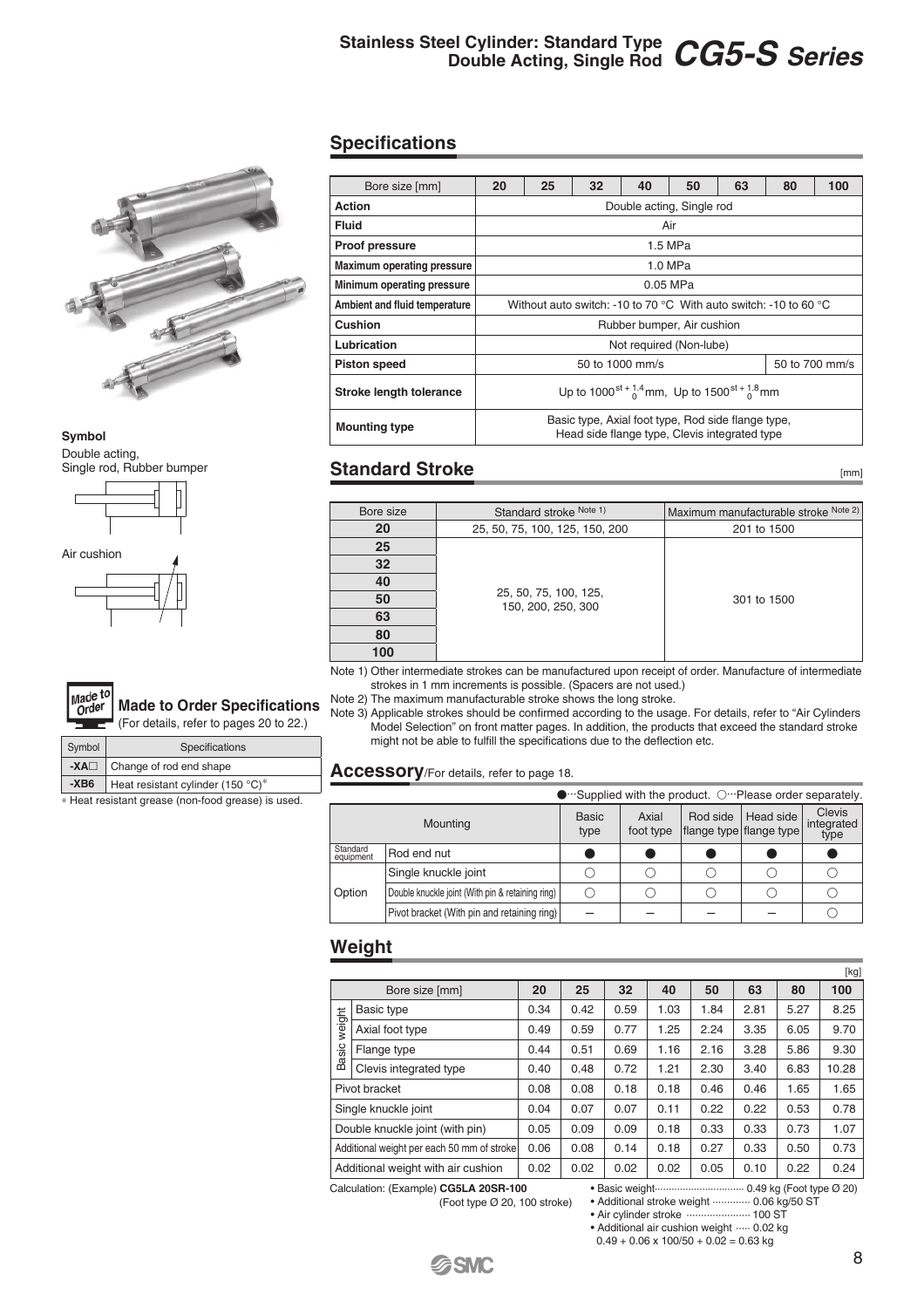# Stainless Steel Cylinder: Standard Type Double Acting, Single Rod *CG5-S Series*

**Symbol**

Double acting, Single rod, Rubber bumper

Air cushion

**Made to Order Specifications**
(For details, refer to pages 20 to 22.)

| Symbol | Specifications |
|---|---|
| -XA□ | Change of rod end shape |
| -XB6 | Heat resistant cylinder (150 °C)* |

* Heat resistant grease (non-food grease) is used.

## Specifications

| Bore size [mm] | 20 | 25 | 32 | 40 | 50 | 63 | 80 | 100 |
|---|---|---|---|---|---|---|---|---|
| Action | Double acting, Single rod | | | | | | | |
| Fluid | Air | | | | | | | |
| Proof pressure | 1.5 MPa | | | | | | | |
| Maximum operating pressure | 1.0 MPa | | | | | | | |
| Minimum operating pressure | 0.05 MPa | | | | | | | |
| Ambient and fluid temperature | Without auto switch: -10 to 70 °C With auto switch: -10 to 60 °C | | | | | | | |
| Cushion | Rubber bumper, Air cushion | | | | | | | |
| Lubrication | Not required (Non-lube) | | | | | | | |
| Piston speed | 50 to 1000 mm/s | | | | | | 50 to 700 mm/s | |
| Stroke length tolerance | Up to 1000 $^{st+1.4}_{0}$ mm, Up to 1500 $^{st+1.8}_{0}$ mm | | | | | | | |
| Mounting type | Basic type, Axial foot type, Rod side flange type, Head side flange type, Clevis integrated type | | | | | | | |

## Standard Stroke

[mm]

| Bore size | Standard stroke Note 1) | Maximum manufacturable stroke Note 2) |
|---|---|---|
| 20 | 25, 50, 75, 100, 125, 150, 200 | 201 to 1500 |
| 25 | 25, 50, 75, 100, 125, 150, 200, 250, 300 | 301 to 1500 |
| 32 | | |
| 40 | | |
| 50 | | |
| 63 | | |
| 80 | | |
| 100 | | |

Note 1) Other intermediate strokes can be manufactured upon receipt of order. Manufacture of intermediate strokes in 1 mm increments is possible. (Spacers are not used.)
Note 2) The maximum manufacturable stroke shows the long stroke.
Note 3) Applicable strokes should be confirmed according to the usage. For details, refer to "Air Cylinders Model Selection" on front matter pages. In addition, the products that exceed the standard stroke might not be able to fulfill the specifications due to the deflection etc.

## Accessory/For details, refer to page 18.

●···Supplied with the product. ○···Please order separately.

| Mounting | | Basic type | Axial foot type | Rod side flange type | Head side flange type | Clevis integrated type |
|---|---|---|---|---|---|---|
| Standard equipment | Rod end nut | ● | ● | ● | ● | ● |
| Option | Single knuckle joint | ○ | ○ | ○ | ○ | ○ |
| | Double knuckle joint (With pin & retaining ring) | ○ | ○ | ○ | ○ | ○ |
| | Pivot bracket (With pin and retaining ring) | — | — | — | — | ○ |

## Weight

[kg]

| Bore size [mm] | | 20 | 25 | 32 | 40 | 50 | 63 | 80 | 100 |
|---|---|---|---|---|---|---|---|---|---|
| Basic weight | Basic type | 0.34 | 0.42 | 0.59 | 1.03 | 1.84 | 2.81 | 5.27 | 8.25 |
| | Axial foot type | 0.49 | 0.59 | 0.77 | 1.25 | 2.24 | 3.35 | 6.05 | 9.70 |
| | Flange type | 0.44 | 0.51 | 0.69 | 1.16 | 2.16 | 3.28 | 5.86 | 9.30 |
| | Clevis integrated type | 0.40 | 0.48 | 0.72 | 1.21 | 2.30 | 3.40 | 6.83 | 10.28 |
| Pivot bracket | | 0.08 | 0.08 | 0.18 | 0.18 | 0.46 | 0.46 | 1.65 | 1.65 |
| Single knuckle joint | | 0.04 | 0.07 | 0.07 | 0.11 | 0.22 | 0.22 | 0.53 | 0.78 |
| Double knuckle joint (with pin) | | 0.05 | 0.09 | 0.09 | 0.18 | 0.33 | 0.33 | 0.73 | 1.07 |
| Additional weight per each 50 mm of stroke | | 0.06 | 0.08 | 0.14 | 0.18 | 0.27 | 0.33 | 0.50 | 0.73 |
| Additional weight with air cushion | | 0.02 | 0.02 | 0.02 | 0.02 | 0.05 | 0.10 | 0.22 | 0.24 |

Calculation: (Example) **CG5LA 20SR-100**
(Foot type Ø 20, 100 stroke)

- Basic weight·································· 0.49 kg (Foot type Ø 20)
- Additional stroke weight ············· 0.06 kg/50 ST
- Air cylinder stroke ······················ 100 ST
- Additional air cushion weight ····· 0.02 kg

0.49 + 0.06 x 100/50 + 0.02 = 0.63 kg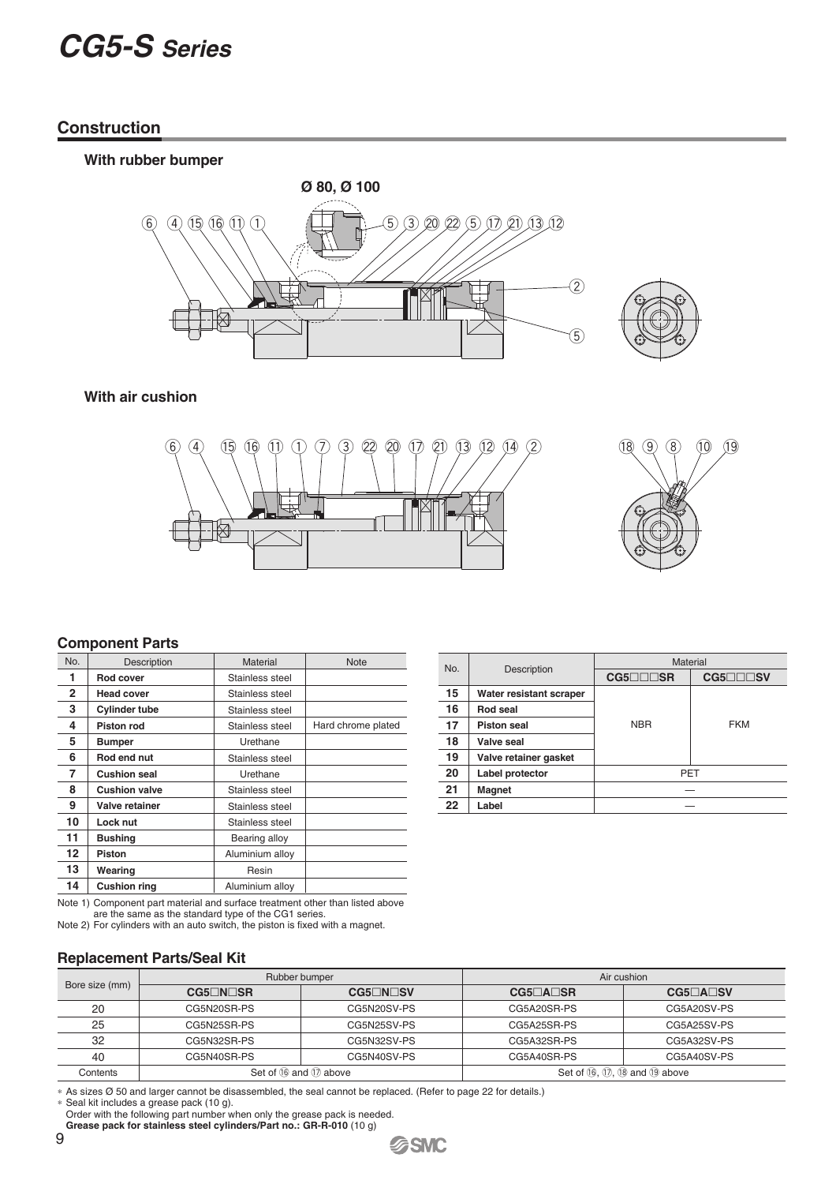# CG5-S Series

## Construction

### With rubber bumper

Ø 80, Ø 100

⑥ ④ ⑮ ⑯ ⑪ ① ⑤ ③ ⑳ ㉒ ⑤ ⑰ ㉑ ⑬ ⑫ ② ⑤

### With air cushion

⑥ ④ ⑮ ⑯ ⑪ ① ⑦ ③ ㉒ ⑳ ⑰ ㉑ ⑬ ⑫ ⑭ ② ⑱ ⑨ ⑧ ⑩ ⑲

### Component Parts

| No. | Description | Material | Note |
|---|---|---|---|
| 1 | **Rod cover** | Stainless steel | |
| 2 | **Head cover** | Stainless steel | |
| 3 | **Cylinder tube** | Stainless steel | |
| 4 | **Piston rod** | Stainless steel | Hard chrome plated |
| 5 | **Bumper** | Urethane | |
| 6 | **Rod end nut** | Stainless steel | |
| 7 | **Cushion seal** | Urethane | |
| 8 | **Cushion valve** | Stainless steel | |
| 9 | **Valve retainer** | Stainless steel | |
| 10 | **Lock nut** | Stainless steel | |
| 11 | **Bushing** | Bearing alloy | |
| 12 | **Piston** | Aluminium alloy | |
| 13 | **Wearing** | Resin | |
| 14 | **Cushion ring** | Aluminium alloy | |

| No. | Description | Material | |
|---|---|---|---|
| | | CG5□□□SR | CG5□□□SV |
| 15 | **Water resistant scraper** | NBR | FKM |
| 16 | **Rod seal** | NBR | FKM |
| 17 | **Piston seal** | NBR | FKM |
| 18 | **Valve seal** | NBR | FKM |
| 19 | **Valve retainer gasket** | NBR | FKM |
| 20 | **Label protector** | PET | |
| 21 | **Magnet** | — | |
| 22 | **Label** | — | |

Note 1) Component part material and surface treatment other than listed above are the same as the standard type of the CG1 series.
Note 2) For cylinders with an auto switch, the piston is fixed with a magnet.

### Replacement Parts/Seal Kit

| Bore size (mm) | Rubber bumper | | Air cushion | |
|---|---|---|---|---|
| | CG5□N□SR | CG5□N□SV | CG5□A□SR | CG5□A□SV |
| 20 | CG5N20SR-PS | CG5N20SV-PS | CG5A20SR-PS | CG5A20SV-PS |
| 25 | CG5N25SR-PS | CG5N25SV-PS | CG5A25SR-PS | CG5A25SV-PS |
| 32 | CG5N32SR-PS | CG5N32SV-PS | CG5A32SR-PS | CG5A32SV-PS |
| 40 | CG5N40SR-PS | CG5N40SV-PS | CG5A40SR-PS | CG5A40SV-PS |
| Contents | Set of ⑯ and ⑰ above | | Set of ⑯, ⑰, ⑱ and ⑲ above | |

∗ As sizes Ø 50 and larger cannot be disassembled, the seal cannot be replaced. (Refer to page 22 for details.)
∗ Seal kit includes a grease pack (10 g).
Order with the following part number when only the grease pack is needed.
**Grease pack for stainless steel cylinders/Part no.: GR-R-010** (10 g)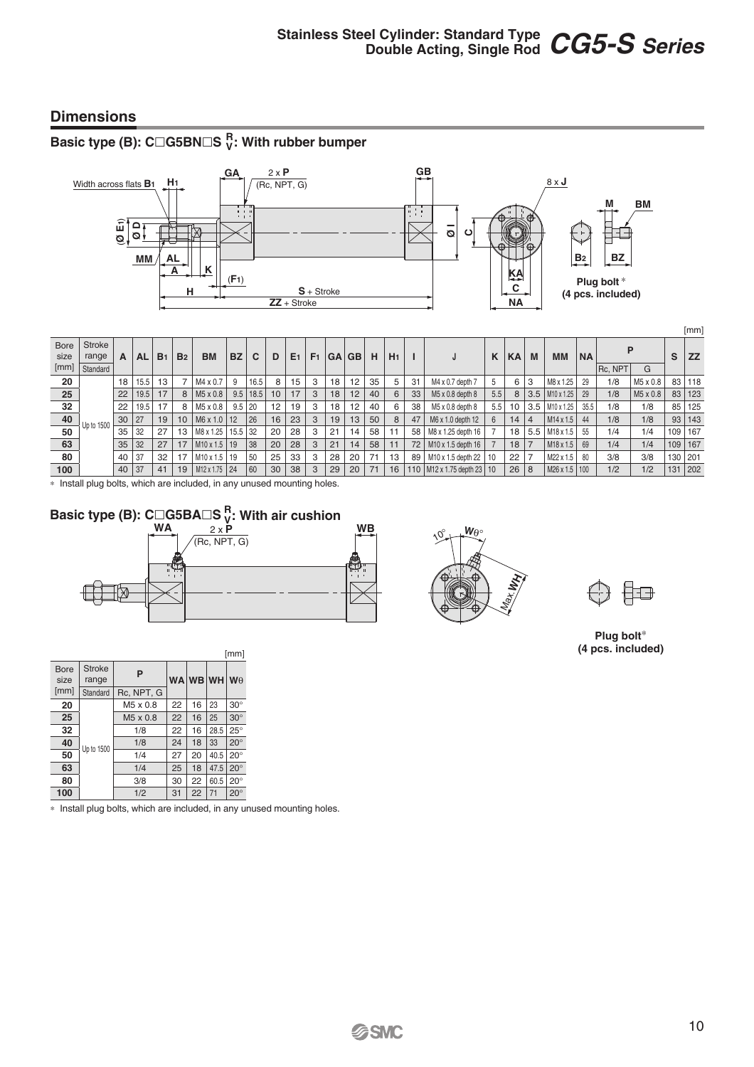## Dimensions

### Basic type (B): C□G5BN□S $^R_V$: With rubber bumper

Width across flats B1, H1, GA, 2 x P (Rc, NPT, G), GB, 8 x J, M, BM, (Ø E1), Ø D, MM, AL, A, K, (F1), H, S + Stroke, ZZ + Stroke, Ø I, C, KA, C, NA, B2, BZ

Plug bolt*
(4 pcs. included)

[mm]

| Bore size [mm] | Stroke range | A | AL | B1 | B2 | BM | BZ | C | D | E1 | F1 | GA | GB | H | H1 | I | J | K | KA | M | MM | NA | P | | S | ZZ |
|---|---|---|---|---|---|---|---|---|---|---|---|---|---|---|---|---|---|---|---|---|---|---|---|---|---|---|
| | Standard | | | | | | | | | | | | | | | | | | | | | | Rc, NPT | G | | |
| 20 | Up to 1500 | 18 | 15.5 | 13 | 7 | M4 x 0.7 | 9 | 16.5 | 8 | 15 | 3 | 18 | 12 | 35 | 5 | 31 | M4 x 0.7 depth 7 | 5 | 6 | 3 | M8 x 1.25 | 29 | 1/8 | M5 x 0.8 | 83 | 118 |
| 25 | | 22 | 19.5 | 17 | 8 | M5 x 0.8 | 9.5 | 18.5 | 10 | 17 | 3 | 18 | 12 | 40 | 6 | 33 | M5 x 0.8 depth 8 | 5.5 | 8 | 3.5 | M10 x 1.25 | 29 | 1/8 | M5 x 0.8 | 83 | 123 |
| 32 | | 22 | 19.5 | 17 | 8 | M5 x 0.8 | 9.5 | 20 | 12 | 19 | 3 | 18 | 12 | 40 | 6 | 38 | M5 x 0.8 depth 8 | 5.5 | 10 | 3.5 | M10 x 1.25 | 35.5 | 1/8 | 1/8 | 85 | 125 |
| 40 | | 30 | 27 | 19 | 10 | M6 x 1.0 | 12 | 26 | 16 | 23 | 3 | 19 | 13 | 50 | 8 | 47 | M6 x 1.0 depth 12 | 6 | 14 | 4 | M14 x 1.5 | 44 | 1/8 | 1/8 | 93 | 143 |
| 50 | | 35 | 32 | 27 | 13 | M8 x 1.25 | 15.5 | 32 | 20 | 28 | 3 | 21 | 14 | 58 | 11 | 58 | M8 x 1.25 depth 16 | 7 | 18 | 5.5 | M18 x 1.5 | 55 | 1/4 | 1/4 | 109 | 167 |
| 63 | | 35 | 32 | 27 | 17 | M10 x 1.5 | 19 | 38 | 20 | 28 | 3 | 21 | 14 | 58 | 11 | 72 | M10 x 1.5 depth 16 | 7 | 18 | 7 | M18 x 1.5 | 69 | 1/4 | 1/4 | 109 | 167 |
| 80 | | 40 | 37 | 32 | 17 | M10 x 1.5 | 19 | 50 | 25 | 33 | 3 | 28 | 20 | 71 | 13 | 89 | M10 x 1.5 depth 22 | 10 | 22 | 7 | M22 x 1.5 | 80 | 3/8 | 3/8 | 130 | 201 |
| 100 | | 40 | 37 | 41 | 19 | M12 x 1.75 | 24 | 60 | 30 | 38 | 3 | 29 | 20 | 71 | 16 | 110 | M12 x 1.75 depth 23 | 10 | 26 | 8 | M26 x 1.5 | 100 | 1/2 | 1/2 | 131 | 202 |

* Install plug bolts, which are included, in any unused mounting holes.

### Basic type (B): C□G5BA□S $^R_V$: With air cushion

WA, 2 x P (Rc, NPT, G), WB, 10°, Wθ°, Max. WH

Plug bolt*
(4 pcs. included)

[mm]

| Bore size [mm] | Stroke range | P | WA | WB | WH | Wθ |
|---|---|---|---|---|---|---|
| | Standard | Rc, NPT, G | | | | |
| 20 | Up to 1500 | M5 x 0.8 | 22 | 16 | 23 | 30° |
| 25 | | M5 x 0.8 | 22 | 16 | 25 | 30° |
| 32 | | 1/8 | 22 | 16 | 28.5 | 25° |
| 40 | | 1/8 | 24 | 18 | 33 | 20° |
| 50 | | 1/4 | 27 | 20 | 40.5 | 20° |
| 63 | | 1/4 | 25 | 18 | 47.5 | 20° |
| 80 | | 3/8 | 30 | 22 | 60.5 | 20° |
| 100 | | 1/2 | 31 | 22 | 71 | 20° |

* Install plug bolts, which are included, in any unused mounting holes.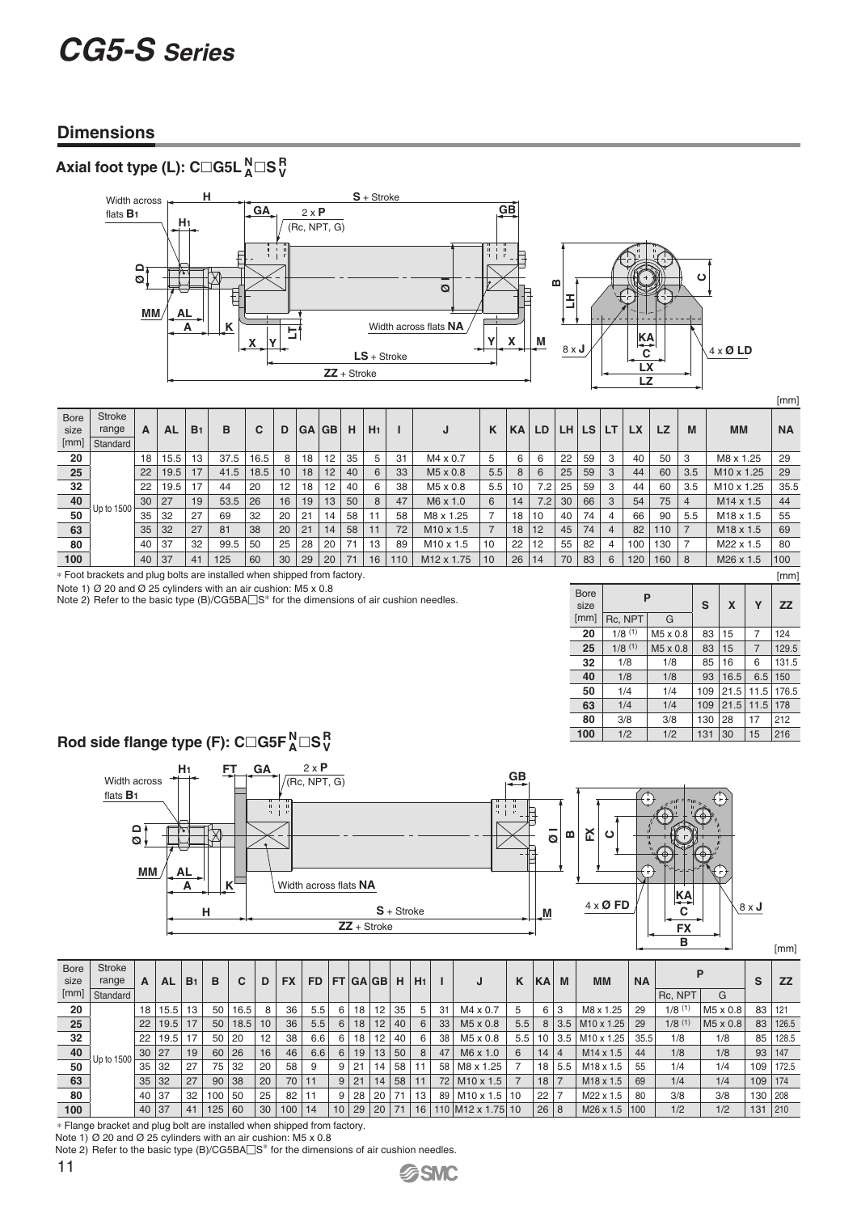# CG5-S Series

## Dimensions

### Axial foot type (L): C□G5L $^{N}_{A}$□S $^{R}_{V}$

Width across flats B1
H
H1
GA
2 x P
(Rc, NPT, G)
S + Stroke
GB
Ø D
MM
AL
A
K
X
Y
LT
Ø I
Width across flats NA
Y
X
M
LS + Stroke
ZZ + Stroke
B
LH
8 x J
KA
C
LX
LZ
4 x Ø LD

[mm]

| Bore size [mm] | Stroke range Standard | A | AL | B1 | B | C | D | GA | GB | H | H1 | I | J | K | KA | LD | LH | LS | LT | LX | LZ | M | MM | NA |
|---|---|---|---|---|---|---|---|---|---|---|---|---|---|---|---|---|---|---|---|---|---|---|---|---|
| 20 | Up to 1500 | 18 | 15.5 | 13 | 37.5 | 16.5 | 8 | 18 | 12 | 35 | 5 | 31 | M4 x 0.7 | 5 | 6 | 6 | 22 | 59 | 3 | 40 | 50 | 3 | M8 x 1.25 | 29 |
| 25 | | 22 | 19.5 | 17 | 41.5 | 18.5 | 10 | 18 | 12 | 40 | 6 | 33 | M5 x 0.8 | 5.5 | 8 | 6 | 25 | 59 | 3 | 44 | 60 | 3.5 | M10 x 1.25 | 29 |
| 32 | | 22 | 19.5 | 17 | 44 | 20 | 12 | 18 | 12 | 40 | 6 | 38 | M5 x 0.8 | 5.5 | 10 | 7.2 | 25 | 59 | 3 | 44 | 60 | 3.5 | M10 x 1.25 | 35.5 |
| 40 | | 30 | 27 | 19 | 53.5 | 26 | 16 | 19 | 13 | 50 | 8 | 47 | M6 x 1.0 | 6 | 14 | 7.2 | 30 | 66 | 3 | 54 | 75 | 4 | M14 x 1.5 | 44 |
| 50 | | 35 | 32 | 27 | 69 | 32 | 20 | 21 | 14 | 58 | 11 | 58 | M8 x 1.25 | 7 | 18 | 10 | 40 | 74 | 4 | 66 | 90 | 5.5 | M18 x 1.5 | 55 |
| 63 | | 35 | 32 | 27 | 81 | 38 | 20 | 21 | 14 | 58 | 11 | 72 | M10 x 1.5 | 7 | 18 | 12 | 45 | 74 | 4 | 82 | 110 | 7 | M18 x 1.5 | 69 |
| 80 | | 40 | 37 | 32 | 99.5 | 50 | 25 | 28 | 20 | 71 | 13 | 89 | M10 x 1.5 | 10 | 22 | 12 | 55 | 82 | 4 | 100 | 130 | 7 | M22 x 1.5 | 80 |
| 100 | | 40 | 37 | 41 | 125 | 60 | 30 | 29 | 20 | 71 | 16 | 110 | M12 x 1.75 | 10 | 26 | 14 | 70 | 83 | 6 | 120 | 160 | 8 | M26 x 1.5 | 100 |

∗ Foot brackets and plug bolts are installed when shipped from factory.
Note 1) Ø 20 and Ø 25 cylinders with an air cushion: M5 x 0.8
Note 2) Refer to the basic type (B)/CG5BA□S∗ for the dimensions of air cushion needles.

[mm]

| Bore size [mm] | P | | S | X | Y | ZZ |
|---|---|---|---|---|---|---|
| | Rc, NPT | G | | | | |
| 20 | 1/8 (1) | M5 x 0.8 | 83 | 15 | 7 | 124 |
| 25 | 1/8 (1) | M5 x 0.8 | 83 | 15 | 7 | 129.5 |
| 32 | 1/8 | 1/8 | 85 | 16 | 6 | 131.5 |
| 40 | 1/8 | 1/8 | 93 | 16.5 | 6.5 | 150 |
| 50 | 1/4 | 1/4 | 109 | 21.5 | 11.5 | 176.5 |
| 63 | 1/4 | 1/4 | 109 | 21.5 | 11.5 | 178 |
| 80 | 3/8 | 3/8 | 130 | 28 | 17 | 212 |
| 100 | 1/2 | 1/2 | 131 | 30 | 15 | 216 |

### Rod side flange type (F): C□G5F $^{N}_{A}$□S $^{R}_{V}$

Width across flats B1
H1
FT
GA
2 x P
(Rc, NPT, G)
GB
Ø D
MM
AL
A
K
Width across flats NA
H
S + Stroke
M
ZZ + Stroke
Ø I
B
FX
C
4 x Ø FD
KA
C
FX
B
8 x J

[mm]

| Bore size [mm] | Stroke range Standard | A | AL | B1 | B | C | D | FX | FD | FT | GA | GB | H | H1 | I | J | K | KA | M | MM | NA | P | | S | ZZ |
|---|---|---|---|---|---|---|---|---|---|---|---|---|---|---|---|---|---|---|---|---|---|---|---|---|---|
| | | | | | | | | | | | | | | | | | | | | | | Rc, NPT | G | | |
| 20 | Up to 1500 | 18 | 15.5 | 13 | 50 | 16.5 | 8 | 36 | 5.5 | 6 | 18 | 12 | 35 | 5 | 31 | M4 x 0.7 | 5 | 6 | 3 | M8 x 1.25 | 29 | 1/8 (1) | M5 x 0.8 | 83 | 121 |
| 25 | | 22 | 19.5 | 17 | 50 | 18.5 | 10 | 36 | 5.5 | 6 | 18 | 12 | 40 | 6 | 33 | M5 x 0.8 | 5.5 | 8 | 3.5 | M10 x 1.25 | 29 | 1/8 (1) | M5 x 0.8 | 83 | 126.5 |
| 32 | | 22 | 19.5 | 17 | 50 | 20 | 12 | 38 | 6.6 | 6 | 18 | 12 | 40 | 6 | 38 | M5 x 0.8 | 5.5 | 10 | 3.5 | M10 x 1.25 | 35.5 | 1/8 | 1/8 | 85 | 128.5 |
| 40 | | 30 | 27 | 19 | 60 | 26 | 16 | 46 | 6.6 | 6 | 19 | 13 | 50 | 8 | 47 | M6 x 1.0 | 6 | 14 | 4 | M14 x 1.5 | 44 | 1/8 | 1/8 | 93 | 147 |
| 50 | | 35 | 32 | 27 | 75 | 32 | 20 | 58 | 9 | 9 | 21 | 14 | 58 | 11 | 58 | M8 x 1.25 | 7 | 18 | 5.5 | M18 x 1.5 | 55 | 1/4 | 1/4 | 109 | 172.5 |
| 63 | | 35 | 32 | 27 | 90 | 38 | 20 | 70 | 11 | 9 | 21 | 14 | 58 | 11 | 72 | M10 x 1.5 | 7 | 18 | 7 | M18 x 1.5 | 69 | 1/4 | 1/4 | 109 | 174 |
| 80 | | 40 | 37 | 32 | 100 | 50 | 25 | 82 | 11 | 9 | 28 | 20 | 71 | 13 | 89 | M10 x 1.5 | 10 | 22 | 7 | M22 x 1.5 | 80 | 3/8 | 3/8 | 130 | 208 |
| 100 | | 40 | 37 | 41 | 125 | 60 | 30 | 100 | 14 | 10 | 29 | 20 | 71 | 16 | 110 | M12 x 1.75 | 10 | 26 | 8 | M26 x 1.5 | 100 | 1/2 | 1/2 | 131 | 210 |

∗ Flange bracket and plug bolt are installed when shipped from factory.
Note 1) Ø 20 and Ø 25 cylinders with an air cushion: M5 x 0.8
Note 2) Refer to the basic type (B)/CG5BA□S∗ for the dimensions of air cushion needles.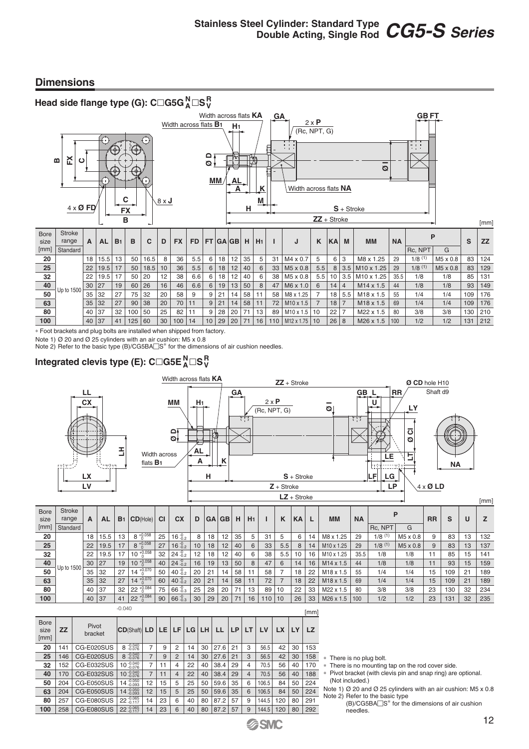## Dimensions

### Head side flange type (G): C□G5G $^{N}_{A}$ □S $^{R}_{V}$

Width across flats KA, GA, 2 x P (Rc, NPT, G), GB FT, Width across flats B1, H1, B, FX, C, Ø D, Ø I, MM, AL, A, K, M, Width across flats NA, C, 8 x J, 4 x Ø FD, FX, B, H, S + Stroke, ZZ + Stroke

[mm]

| Bore size [mm] | Stroke range Standard | A | AL | B1 | B | C | D | FX | FD | FT | GA | GB | H | H1 | I | J | K | KA | M | MM | NA | P Rc, NPT | P G | S | ZZ |
|---|---|---|---|---|---|---|---|---|---|---|---|---|---|---|---|---|---|---|---|---|---|---|---|---|---|
| 20 | Up to 1500 | 18 | 15.5 | 13 | 50 | 16.5 | 8 | 36 | 5.5 | 6 | 18 | 12 | 35 | 5 | 31 | M4 x 0.7 | 5 | 6 | 3 | M8 x 1.25 | 29 | 1/8 (1) | M5 x 0.8 | 83 | 124 |
| 25 | | 22 | 19.5 | 17 | 50 | 18.5 | 10 | 36 | 5.5 | 6 | 18 | 12 | 40 | 6 | 33 | M5 x 0.8 | 5.5 | 8 | 3.5 | M10 x 1.25 | 29 | 1/8 (1) | M5 x 0.8 | 83 | 129 |
| 32 | | 22 | 19.5 | 17 | 50 | 20 | 12 | 38 | 6.6 | 6 | 18 | 12 | 40 | 6 | 38 | M5 x 0.8 | 5.5 | 10 | 3.5 | M10 x 1.25 | 35.5 | 1/8 | 1/8 | 85 | 131 |
| 40 | | 30 | 27 | 19 | 60 | 26 | 16 | 46 | 6.6 | 6 | 19 | 13 | 50 | 8 | 47 | M6 x 1.0 | 6 | 14 | 4 | M14 x 1.5 | 44 | 1/8 | 1/8 | 93 | 149 |
| 50 | | 35 | 32 | 27 | 75 | 32 | 20 | 58 | 9 | 9 | 21 | 14 | 58 | 11 | 58 | M8 x 1.25 | 7 | 18 | 5.5 | M18 x 1.5 | 55 | 1/4 | 1/4 | 109 | 176 |
| 63 | | 35 | 32 | 27 | 90 | 38 | 20 | 70 | 11 | 9 | 21 | 14 | 58 | 11 | 72 | M10 x 1.5 | 7 | 18 | 7 | M18 x 1.5 | 69 | 1/4 | 1/4 | 109 | 176 |
| 80 | | 40 | 37 | 32 | 100 | 50 | 25 | 82 | 11 | 9 | 28 | 20 | 71 | 13 | 89 | M10 x 1.5 | 10 | 22 | 7 | M22 x 1.5 | 80 | 3/8 | 3/8 | 130 | 210 |
| 100 | | 40 | 37 | 41 | 125 | 60 | 30 | 100 | 14 | 10 | 29 | 20 | 71 | 16 | 110 | M12 x 1.75 | 10 | 26 | 8 | M26 x 1.5 | 100 | 1/2 | 1/2 | 131 | 212 |

* Foot brackets and plug bolts are installed when shipped from factory.

Note 1) Ø 20 and Ø 25 cylinders with an air cushion: M5 x 0.8

Note 2) Refer to the basic type (B)/CG5BA□S* for the dimensions of air cushion needles.

### Integrated clevis type (E): C□G5E $^{N}_{A}$ □S $^{R}_{V}$

Width across flats KA, ZZ + Stroke, Ø CD hole H10, Shaft d9, LL, CX, MM, H1, GA, 2 x P (Rc, NPT, G), Ø I, GB, L, RR, U, LY, Ø D, Ø CI, LH, Width across flats B1, AL, A, K, LE, LT, NA, LX, LV, H, S + Stroke, LF, LG, LP, 4 x Ø LD, Z + Stroke, LZ + Stroke

[mm]

| Bore size [mm] | Stroke range Standard | A | AL | B1 | CD(Hole) | CI | CX | D | GA | GB | H | H1 | I | K | KA | L | MM | NA | P Rc, NPT | P G | RR | S | U | Z |
|---|---|---|---|---|---|---|---|---|---|---|---|---|---|---|---|---|---|---|---|---|---|---|---|---|
| 20 | Up to 1500 | 18 | 15.5 | 13 | $8^{+0.058}_{0}$ | 25 | $16^{-0}_{-0.2}$ | 8 | 18 | 12 | 35 | 5 | 31 | 5 | 6 | 14 | M8 x 1.25 | 29 | 1/8 (1) | M5 x 0.8 | 9 | 83 | 13 | 132 |
| 25 | | 22 | 19.5 | 17 | $8^{+0.058}_{0}$ | 27 | $16^{-0}_{-0.2}$ | 10 | 18 | 12 | 40 | 6 | 33 | 5.5 | 8 | 14 | M10 x 1.25 | 29 | 1/8 (1) | M5 x 0.8 | 9 | 83 | 13 | 137 |
| 32 | | 22 | 19.5 | 17 | $10^{+0.058}_{0}$ | 32 | $24^{-0}_{-0.2}$ | 12 | 18 | 12 | 40 | 6 | 38 | 5.5 | 10 | 16 | M10 x 1.25 | 35.5 | 1/8 | 1/8 | 11 | 85 | 15 | 141 |
| 40 | | 30 | 27 | 19 | $10^{+0.058}_{0}$ | 40 | $24^{-0}_{-0.2}$ | 16 | 19 | 13 | 50 | 8 | 47 | 6 | 14 | 16 | M14 x 1.5 | 44 | 1/8 | 1/8 | 11 | 93 | 15 | 159 |
| 50 | | 35 | 32 | 27 | $14^{+0.070}_{0}$ | 50 | $40^{-0}_{-0.2}$ | 20 | 21 | 14 | 58 | 11 | 58 | 7 | 18 | 22 | M18 x 1.5 | 55 | 1/4 | 1/4 | 15 | 109 | 21 | 189 |
| 63 | | 35 | 32 | 27 | $14^{+0.070}_{0}$ | 60 | $40^{-0}_{-0.2}$ | 20 | 21 | 14 | 58 | 11 | 72 | 7 | 18 | 22 | M18 x 1.5 | 69 | 1/4 | 1/4 | 15 | 109 | 21 | 189 |
| 80 | | 40 | 37 | 32 | $22^{+0.084}_{0}$ | 75 | $66^{-0}_{-0.3}$ | 25 | 28 | 20 | 71 | 13 | 89 | 10 | 22 | 33 | M22 x 1.5 | 80 | 3/8 | 3/8 | 23 | 130 | 32 | 234 |
| 100 | | 40 | 37 | 41 | $22^{+0.084}_{0}$ | 90 | $66^{-0}_{-0.3}$ | 30 | 29 | 20 | 71 | 16 | 110 | 10 | 26 | 33 | M26 x 1.5 | 100 | 1/2 | 1/2 | 23 | 131 | 32 | 235 |

[mm]

| Bore size [mm] | ZZ | Pivot bracket | CD(Shaft) | LD | LE | LF | LG | LH | LL | LP | LT | LV | LX | LY | LZ |
|---|---|---|---|---|---|---|---|---|---|---|---|---|---|---|---|
| 20 | 141 | CG-E020SUS | $8^{-0.040}_{-0.076}$ | 7 | 9 | 2 | 14 | 30 | 27.6 | 21 | 3 | 56.5 | 42 | 30 | 153 |
| 25 | 146 | CG-E020SUS | $8^{-0.040}_{-0.076}$ | 7 | 9 | 2 | 14 | 30 | 27.6 | 21 | 3 | 56.5 | 42 | 30 | 158 |
| 32 | 152 | CG-E032SUS | $10^{-0.040}_{-0.076}$ | 7 | 11 | 4 | 22 | 40 | 38.4 | 29 | 4 | 70.5 | 56 | 40 | 170 |
| 40 | 170 | CG-E032SUS | $10^{-0.040}_{-0.076}$ | 7 | 11 | 4 | 22 | 40 | 38.4 | 29 | 4 | 70.5 | 56 | 40 | 188 |
| 50 | 204 | CG-E050SUS | $14^{-0.050}_{-0.093}$ | 12 | 15 | 5 | 25 | 50 | 59.6 | 35 | 6 | 106.5 | 84 | 50 | 224 |
| 63 | 204 | CG-E050SUS | $14^{-0.050}_{-0.093}$ | 12 | 15 | 5 | 25 | 50 | 59.6 | 35 | 6 | 106.5 | 84 | 50 | 224 |
| 80 | 257 | CG-E080SUS | $22^{-0.065}_{-0.117}$ | 14 | 23 | 6 | 40 | 80 | 87.2 | 57 | 9 | 144.5 | 120 | 80 | 291 |
| 100 | 258 | CG-E080SUS | $22^{-0.065}_{-0.117}$ | 14 | 23 | 6 | 40 | 80 | 87.2 | 57 | 9 | 144.5 | 120 | 80 | 292 |

* There is no plug bolt.
* There is no mounting tap on the rod cover side.
* Pivot bracket (with clevis pin and snap ring) are optional. (Not included.)

Note 1) Ø 20 and Ø 25 cylinders with an air cushion: M5 x 0.8

Note 2) Refer to the basic type (B)/CG5BA□S* for the dimensions of air cushion needles.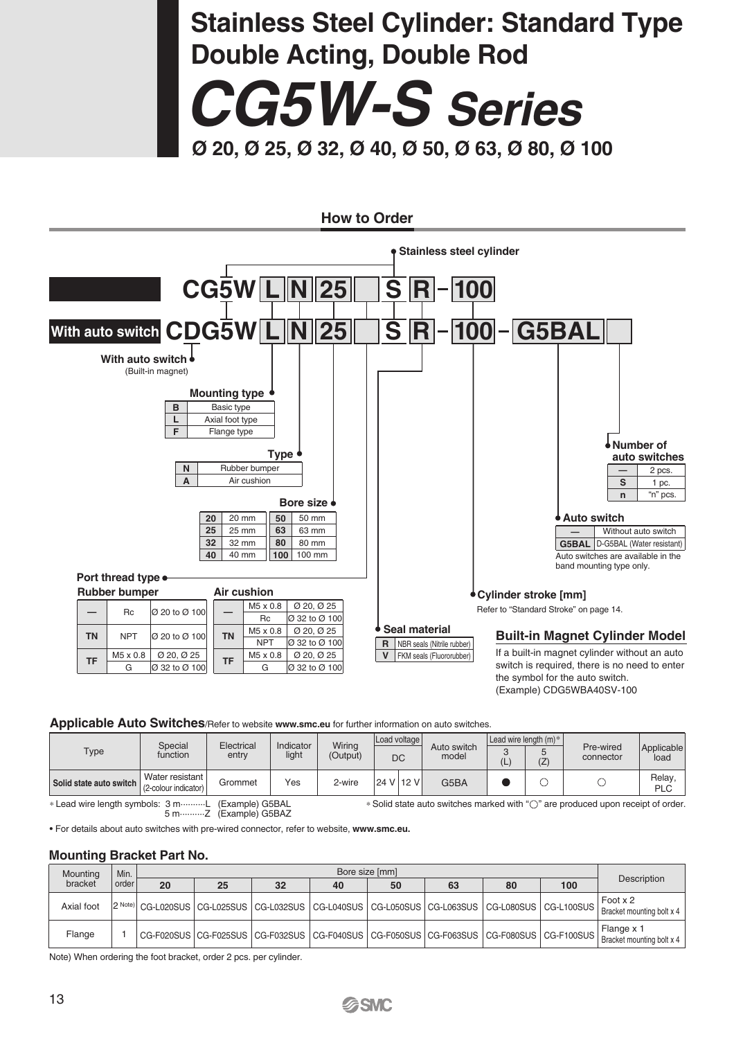# Stainless Steel Cylinder: Standard Type Double Acting, Double Rod

# *CG5W-S Series*

## Ø 20, Ø 25, Ø 32, Ø 40, Ø 50, Ø 63, Ø 80, Ø 100

## How to Order

CG5W **L** **N** **25** ☐ **S** **R** – **100**

With auto switch CDG5W **L** **N** **25** ☐ **S** **R** – **100** – **G5BAL** ☐

- Stainless steel cylinder

**With auto switch** (Built-in magnet)

**Mounting type**

| | |
|---|---|
| B | Basic type |
| L | Axial foot type |
| F | Flange type |

**Type**

| | |
|---|---|
| N | Rubber bumper |
| A | Air cushion |

**Bore size**

| | | | |
|---|---|---|---|
| 20 | 20 mm | 50 | 50 mm |
| 25 | 25 mm | 63 | 63 mm |
| 32 | 32 mm | 80 | 80 mm |
| 40 | 40 mm | 100 | 100 mm |

**Port thread type**

Rubber bumper

| | | |
|---|---|---|
| — | Rc | Ø 20 to Ø 100 |
| TN | NPT | Ø 20 to Ø 100 |
| TF | M5 x 0.8 | Ø 20, Ø 25 |
| | G | Ø 32 to Ø 100 |

Air cushion

| | | |
|---|---|---|
| — | M5 x 0.8 | Ø 20, Ø 25 |
| | Rc | Ø 32 to Ø 100 |
| TN | M5 x 0.8 | Ø 20, Ø 25 |
| | NPT | Ø 32 to Ø 100 |
| TF | M5 x 0.8 | Ø 20, Ø 25 |
| | G | Ø 32 to Ø 100 |

**Seal material**

| | |
|---|---|
| R | NBR seals (Nitrile rubber) |
| V | FKM seals (Fluororubber) |

**Cylinder stroke [mm]**

Refer to "Standard Stroke" on page 14.

**Number of auto switches**

| | |
|---|---|
| — | 2 pcs. |
| S | 1 pc. |
| n | "n" pcs. |

**Auto switch**

| | |
|---|---|
| — | Without auto switch |
| G5BAL | D-G5BAL (Water resistant) |

Auto switches are available in the band mounting type only.

### Built-in Magnet Cylinder Model

If a built-in magnet cylinder without an auto switch is required, there is no need to enter the symbol for the auto switch.
(Example) CDG5WBA40SV-100

### Applicable Auto Switches/Refer to website **www.smc.eu** for further information on auto switches.

| Type | Special function | Electrical entry | Indicator light | Wiring (Output) | Load voltage DC | | Auto switch model | Lead wire length (m)* 3 (L) | 5 (Z) | Pre-wired connector | Applicable load |
|---|---|---|---|---|---|---|---|---|---|---|---|
| Solid state auto switch | Water resistant (2-colour indicator) | Grommet | Yes | 2-wire | 24 V | 12 V | G5BA | ● | ○ | ○ | Relay, PLC |

* Lead wire length symbols: 3 m··········L (Example) G5BAL
5 m··········Z (Example) G5BAZ

* Solid state auto switches marked with "○" are produced upon receipt of order.

• For details about auto switches with pre-wired connector, refer to website, **www.smc.eu.**

### Mounting Bracket Part No.

| Mounting bracket | Min. order | Bore size [mm] 20 | 25 | 32 | 40 | 50 | 63 | 80 | 100 | Description |
|---|---|---|---|---|---|---|---|---|---|---|
| Axial foot | 2 Note) | CG-L020SUS | CG-L025SUS | CG-L032SUS | CG-L040SUS | CG-L050SUS | CG-L063SUS | CG-L080SUS | CG-L100SUS | Foot x 2, Bracket mounting bolt x 4 |
| Flange | 1 | CG-F020SUS | CG-F025SUS | CG-F032SUS | CG-F040SUS | CG-F050SUS | CG-F063SUS | CG-F080SUS | CG-F100SUS | Flange x 1, Bracket mounting bolt x 4 |

Note) When ordering the foot bracket, order 2 pcs. per cylinder.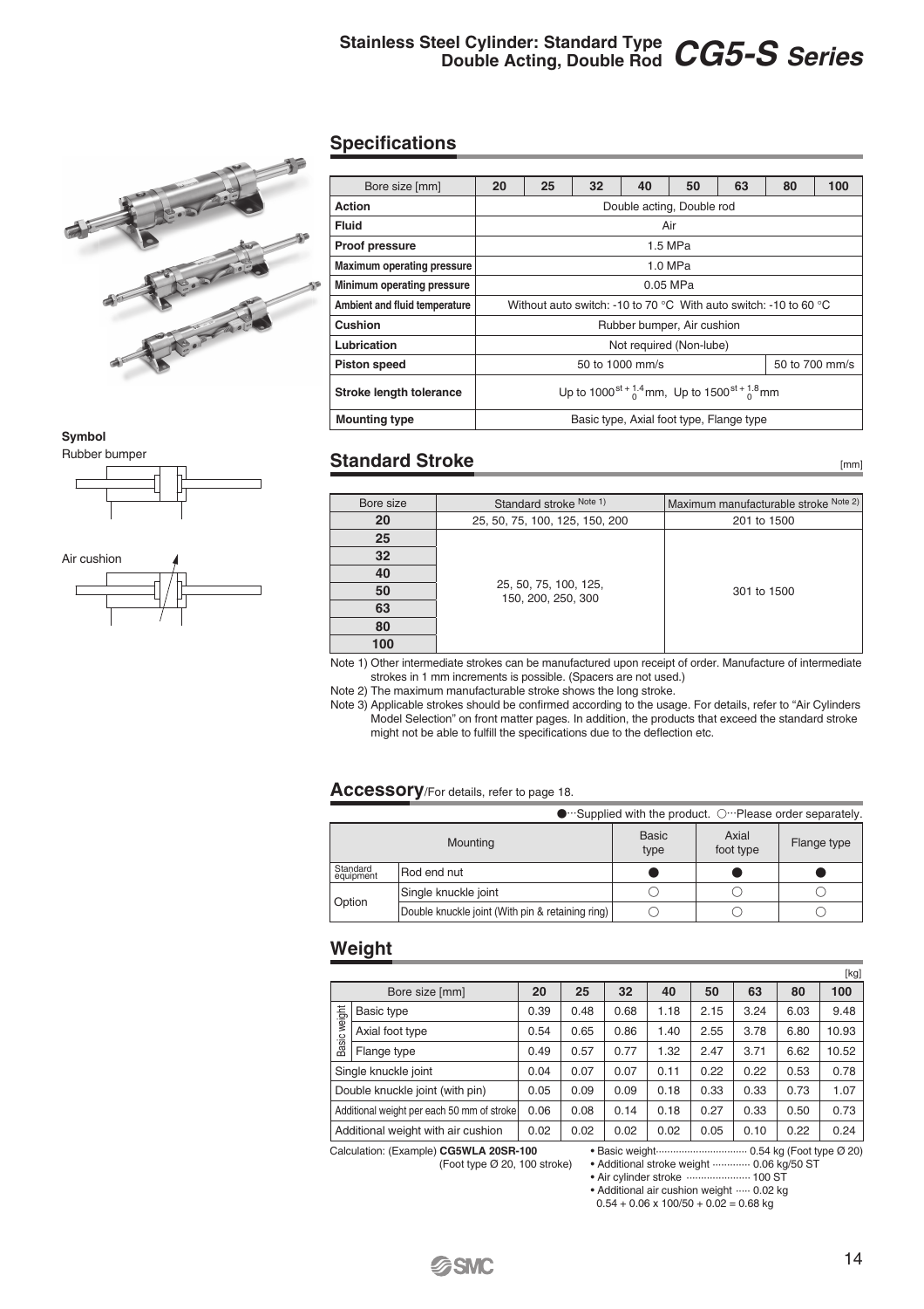# Stainless Steel Cylinder: Standard Type Double Acting, Double Rod *CG5-S Series*

## Specifications

| Bore size [mm] | 20 | 25 | 32 | 40 | 50 | 63 | 80 | 100 |
|---|---|---|---|---|---|---|---|---|
| **Action** | Double acting, Double rod | | | | | | | |
| **Fluid** | Air | | | | | | | |
| **Proof pressure** | 1.5 MPa | | | | | | | |
| **Maximum operating pressure** | 1.0 MPa | | | | | | | |
| **Minimum operating pressure** | 0.05 MPa | | | | | | | |
| **Ambient and fluid temperature** | Without auto switch: -10 to 70 °C With auto switch: -10 to 60 °C | | | | | | | |
| **Cushion** | Rubber bumper, Air cushion | | | | | | | |
| **Lubrication** | Not required (Non-lube) | | | | | | | |
| **Piston speed** | 50 to 1000 mm/s | | | | | | 50 to 700 mm/s | |
| **Stroke length tolerance** | Up to 1000 $^{st+1.4}_{0}$ mm, Up to 1500 $^{st+1.8}_{0}$ mm | | | | | | | |
| **Mounting type** | Basic type, Axial foot type, Flange type | | | | | | | |

**Symbol**

Rubber bumper

Air cushion

## Standard Stroke

[mm]

| Bore size | Standard stroke Note 1) | Maximum manufacturable stroke Note 2) |
|---|---|---|
| **20** | 25, 50, 75, 100, 125, 150, 200 | 201 to 1500 |
| **25** | 25, 50, 75, 100, 125, 150, 200, 250, 300 | 301 to 1500 |
| **32** | | |
| **40** | | |
| **50** | | |
| **63** | | |
| **80** | | |
| **100** | | |

Note 1) Other intermediate strokes can be manufactured upon receipt of order. Manufacture of intermediate strokes in 1 mm increments is possible. (Spacers are not used.)

Note 2) The maximum manufacturable stroke shows the long stroke.

Note 3) Applicable strokes should be confirmed according to the usage. For details, refer to "Air Cylinders Model Selection" on front matter pages. In addition, the products that exceed the standard stroke might not be able to fulfill the specifications due to the deflection etc.

## Accessory/For details, refer to page 18.

●···Supplied with the product. ○···Please order separately.

| Mounting | | Basic type | Axial foot type | Flange type |
|---|---|---|---|---|
| Standard equipment | Rod end nut | ● | ● | ● |
| Option | Single knuckle joint | ○ | ○ | ○ |
| | Double knuckle joint (With pin & retaining ring) | ○ | ○ | ○ |

## Weight

[kg]

| | Bore size [mm] | 20 | 25 | 32 | 40 | 50 | 63 | 80 | 100 |
|---|---|---|---|---|---|---|---|---|---|
| Basic weight | Basic type | 0.39 | 0.48 | 0.68 | 1.18 | 2.15 | 3.24 | 6.03 | 9.48 |
| | Axial foot type | 0.54 | 0.65 | 0.86 | 1.40 | 2.55 | 3.78 | 6.80 | 10.93 |
| | Flange type | 0.49 | 0.57 | 0.77 | 1.32 | 2.47 | 3.71 | 6.62 | 10.52 |
| Single knuckle joint | | 0.04 | 0.07 | 0.07 | 0.11 | 0.22 | 0.22 | 0.53 | 0.78 |
| Double knuckle joint (with pin) | | 0.05 | 0.09 | 0.09 | 0.18 | 0.33 | 0.33 | 0.73 | 1.07 |
| Additional weight per each 50 mm of stroke | | 0.06 | 0.08 | 0.14 | 0.18 | 0.27 | 0.33 | 0.50 | 0.73 |
| Additional weight with air cushion | | 0.02 | 0.02 | 0.02 | 0.02 | 0.05 | 0.10 | 0.22 | 0.24 |

Calculation: (Example) **CG5WLA 20SR-100**
(Foot type Ø 20, 100 stroke)

- Basic weight················ 0.54 kg (Foot type Ø 20)
- Additional stroke weight ············ 0.06 kg/50 ST
- Air cylinder stroke ··················· 100 ST
- Additional air cushion weight ····· 0.02 kg

0.54 + 0.06 x 100/50 + 0.02 = 0.68 kg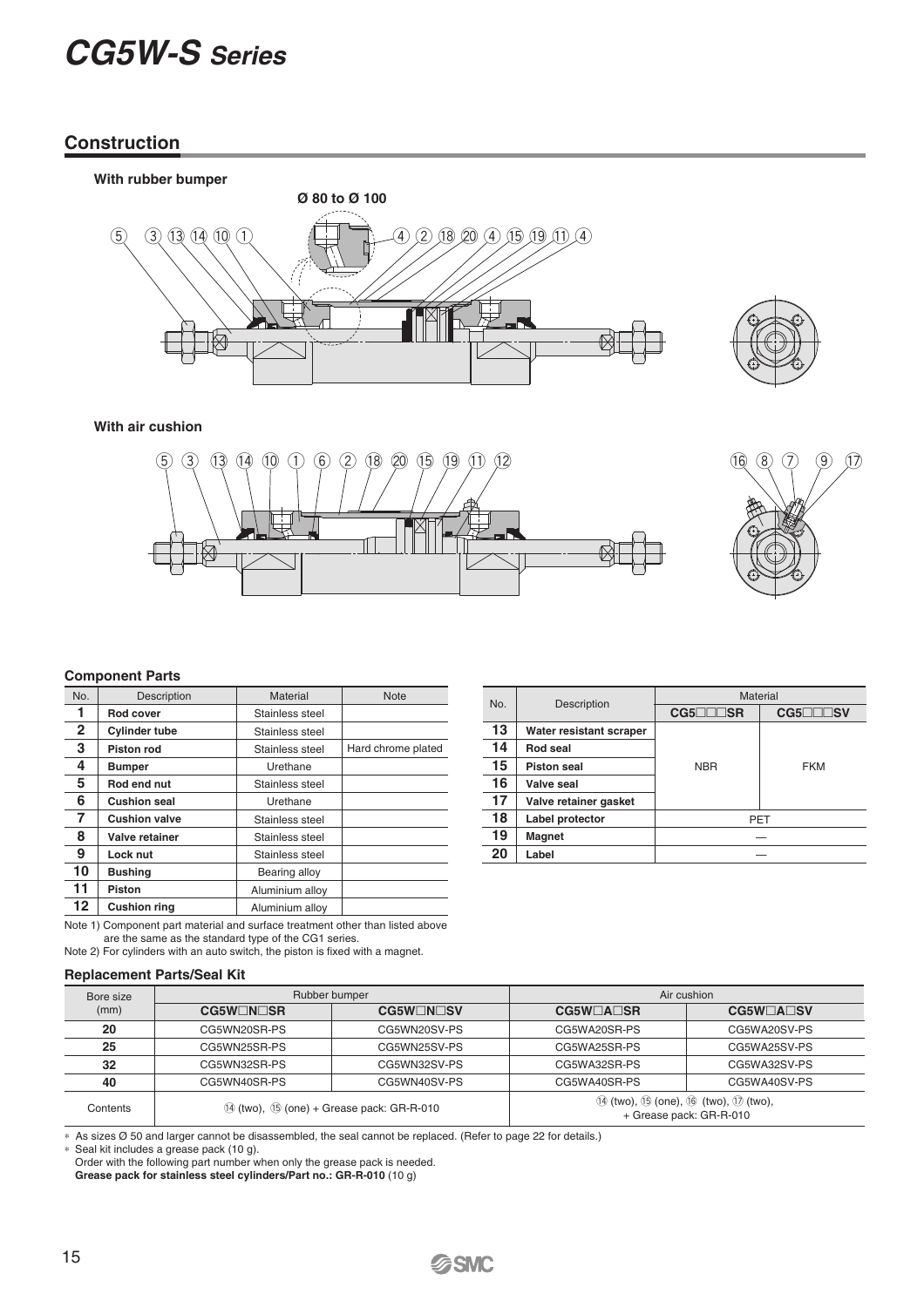# CG5W-S Series

## Construction

**With rubber bumper**

Ø 80 to Ø 100

⑤ ③ ⑬ ⑭ ⑩ ① ④ ② ⑱ ⑳ ④ ⑮ ⑲ ⑪ ④

**With air cushion**

⑤ ③ ⑬ ⑭ ⑩ ① ⑥ ② ⑱ ⑳ ⑮ ⑲ ⑪ ⑫

⑯ ⑧ ⑦ ⑨ ⑰

### Component Parts

| No. | Description | Material | Note |
|---|---|---|---|
| 1 | **Rod cover** | Stainless steel | |
| 2 | **Cylinder tube** | Stainless steel | |
| 3 | **Piston rod** | Stainless steel | Hard chrome plated |
| 4 | **Bumper** | Urethane | |
| 5 | **Rod end nut** | Stainless steel | |
| 6 | **Cushion seal** | Urethane | |
| 7 | **Cushion valve** | Stainless steel | |
| 8 | **Valve retainer** | Stainless steel | |
| 9 | **Lock nut** | Stainless steel | |
| 10 | **Bushing** | Bearing alloy | |
| 11 | **Piston** | Aluminium alloy | |
| 12 | **Cushion ring** | Aluminium alloy | |

| No. | Description | Material | |
|---|---|---|---|
| | | CG5□□□SR | CG5□□□SV |
| 13 | **Water resistant scraper** | NBR | FKM |
| 14 | **Rod seal** | NBR | FKM |
| 15 | **Piston seal** | NBR | FKM |
| 16 | **Valve seal** | NBR | FKM |
| 17 | **Valve retainer gasket** | NBR | FKM |
| 18 | **Label protector** | PET | |
| 19 | **Magnet** | — | |
| 20 | **Label** | — | |

Note 1) Component part material and surface treatment other than listed above are the same as the standard type of the CG1 series.
Note 2) For cylinders with an auto switch, the piston is fixed with a magnet.

### Replacement Parts/Seal Kit

| Bore size (mm) | Rubber bumper | | Air cushion | |
|---|---|---|---|---|
| | CG5W□N□SR | CG5W□N□SV | CG5W□A□SR | CG5W□A□SV |
| 20 | CG5WN20SR-PS | CG5WN20SV-PS | CG5WA20SR-PS | CG5WA20SV-PS |
| 25 | CG5WN25SR-PS | CG5WN25SV-PS | CG5WA25SR-PS | CG5WA25SV-PS |
| 32 | CG5WN32SR-PS | CG5WN32SV-PS | CG5WA32SR-PS | CG5WA32SV-PS |
| 40 | CG5WN40SR-PS | CG5WN40SV-PS | CG5WA40SR-PS | CG5WA40SV-PS |
| Contents | ⑭ (two), ⑮ (one) + Grease pack: GR-R-010 | | ⑭ (two), ⑮ (one), ⑯ (two), ⑰ (two), + Grease pack: GR-R-010 | |

∗ As sizes Ø 50 and larger cannot be disassembled, the seal cannot be replaced. (Refer to page 22 for details.)
∗ Seal kit includes a grease pack (10 g).
Order with the following part number when only the grease pack is needed.
**Grease pack for stainless steel cylinders/Part no.: GR-R-010** (10 g)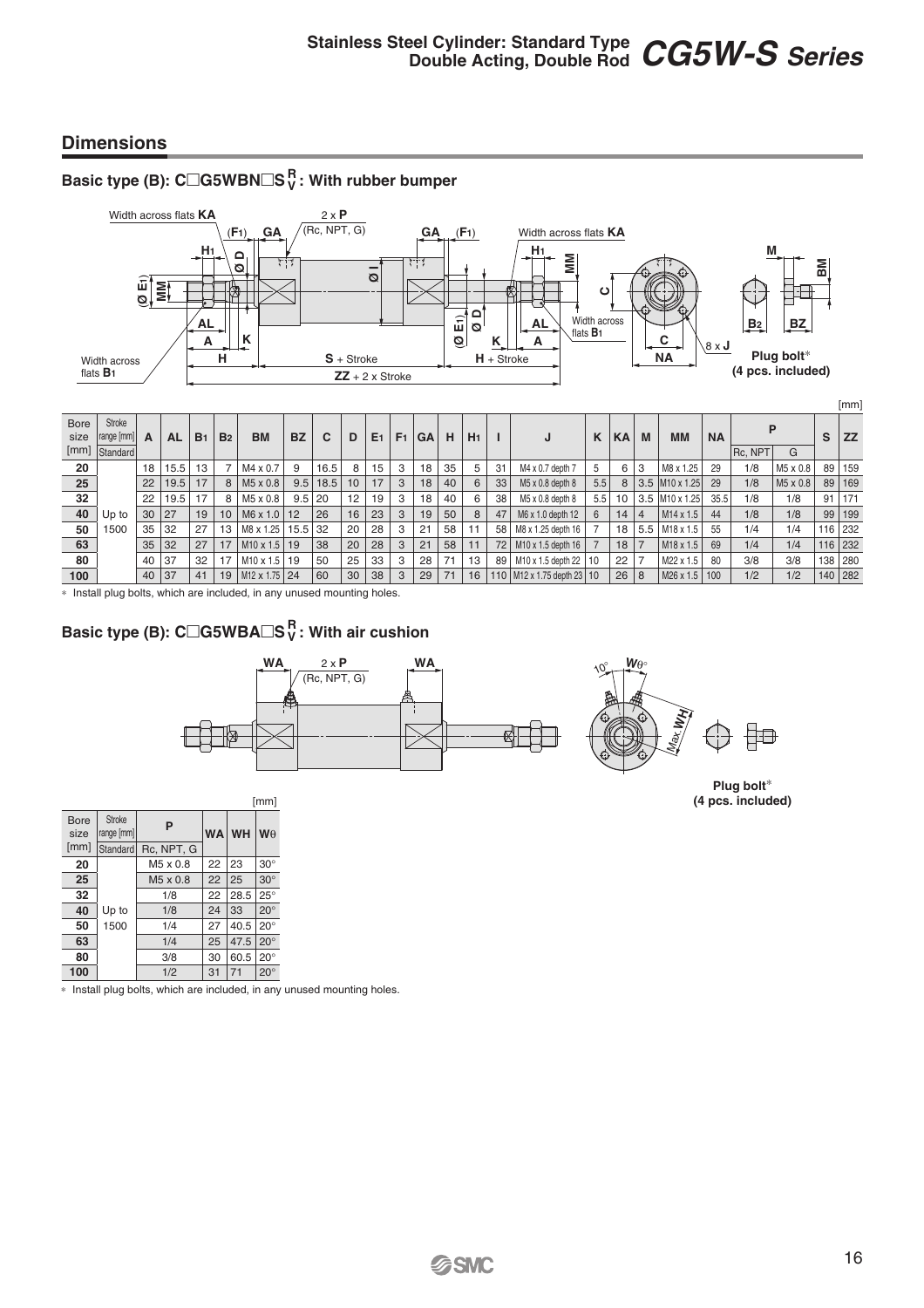## Dimensions

### Basic type (B): C□G5WBN□S$^{R}_{V}$: With rubber bumper

Width across flats **KA**

(**F1**) **GA**

2 x **P** (Rc, NPT, G)

**GA** (**F1**)

Width across flats **KA**

**H1**

Ø **D**

Ø **I**

**MM**

(Ø **E1**)

**AL**

**A**

**K**

**H**

**S** + Stroke

**ZZ** + 2 x Stroke

**H** + Stroke

Width across flats **B1**

**C**

**NA**

8 x **J**

**M**

**BM**

**B2**

**BZ**

**Plug bolt*** **(4 pcs. included)**

[mm]

| Bore size [mm] | Stroke range [mm] | A | AL | B1 | B2 | BM | BZ | C | D | E1 | F1 | GA | H | H1 | I | J | K | KA | M | MM | NA | P | | S | ZZ |
|---|---|---|---|---|---|---|---|---|---|---|---|---|---|---|---|---|---|---|---|---|---|---|---|---|---|
| | Standard | | | | | | | | | | | | | | | | | | | | | Rc, NPT | G | | |
| 20 | Up to 1500 | 18 | 15.5 | 13 | 7 | M4 x 0.7 | 9 | 16.5 | 8 | 15 | 3 | 18 | 35 | 5 | 31 | M4 x 0.7 depth 7 | 5 | 6 | 3 | M8 x 1.25 | 29 | 1/8 | M5 x 0.8 | 89 | 159 |
| 25 | | 22 | 19.5 | 17 | 8 | M5 x 0.8 | 9.5 | 18.5 | 10 | 17 | 3 | 18 | 40 | 6 | 33 | M5 x 0.8 depth 8 | 5.5 | 8 | 3.5 | M10 x 1.25 | 29 | 1/8 | M5 x 0.8 | 89 | 169 |
| 32 | | 22 | 19.5 | 17 | 8 | M5 x 0.8 | 9.5 | 20 | 12 | 19 | 3 | 18 | 40 | 6 | 38 | M5 x 0.8 depth 8 | 5.5 | 10 | 3.5 | M10 x 1.25 | 35.5 | 1/8 | 1/8 | 91 | 171 |
| 40 | | 30 | 27 | 19 | 10 | M6 x 1.0 | 12 | 26 | 16 | 23 | 3 | 19 | 50 | 8 | 47 | M6 x 1.0 depth 12 | 6 | 14 | 4 | M14 x 1.5 | 44 | 1/8 | 1/8 | 99 | 199 |
| 50 | | 35 | 32 | 27 | 13 | M8 x 1.25 | 15.5 | 32 | 20 | 28 | 3 | 21 | 58 | 11 | 58 | M8 x 1.25 depth 16 | 7 | 18 | 5.5 | M18 x 1.5 | 55 | 1/4 | 1/4 | 116 | 232 |
| 63 | | 35 | 32 | 27 | 17 | M10 x 1.5 | 19 | 38 | 20 | 28 | 3 | 21 | 58 | 11 | 72 | M10 x 1.5 depth 16 | 7 | 18 | 7 | M18 x 1.5 | 69 | 1/4 | 1/4 | 116 | 232 |
| 80 | | 40 | 37 | 32 | 17 | M10 x 1.5 | 19 | 50 | 25 | 33 | 3 | 28 | 71 | 13 | 89 | M10 x 1.5 depth 22 | 10 | 22 | 7 | M22 x 1.5 | 80 | 3/8 | 3/8 | 138 | 280 |
| 100 | | 40 | 37 | 41 | 19 | M12 x 1.75 | 24 | 60 | 30 | 38 | 3 | 29 | 71 | 16 | 110 | M12 x 1.75 depth 23 | 10 | 26 | 8 | M26 x 1.5 | 100 | 1/2 | 1/2 | 140 | 282 |

* Install plug bolts, which are included, in any unused mounting holes.

### Basic type (B): C□G5WBA□S$^{R}_{V}$: With air cushion

**WA**

2 x **P** (Rc, NPT, G)

**WA**

10°

**W**θ°

Max. **WH**

**Plug bolt*** **(4 pcs. included)**

[mm]

| Bore size [mm] | Stroke range [mm] | P | WA | WH | Wθ |
|---|---|---|---|---|---|
| | Standard | Rc, NPT, G | | | |
| 20 | Up to 1500 | M5 x 0.8 | 22 | 23 | 30° |
| 25 | | M5 x 0.8 | 22 | 25 | 30° |
| 32 | | 1/8 | 22 | 28.5 | 25° |
| 40 | | 1/8 | 24 | 33 | 20° |
| 50 | | 1/4 | 27 | 40.5 | 20° |
| 63 | | 1/4 | 25 | 47.5 | 20° |
| 80 | | 3/8 | 30 | 60.5 | 20° |
| 100 | | 1/2 | 31 | 71 | 20° |

* Install plug bolts, which are included, in any unused mounting holes.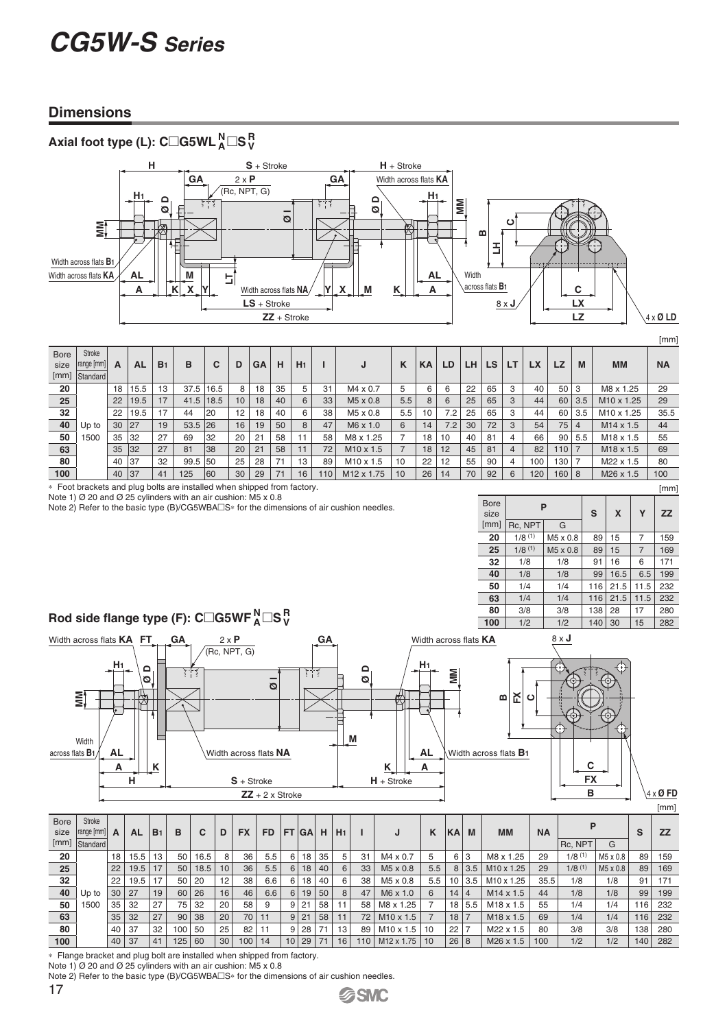# CG5W-S Series

## Dimensions

### Axial foot type (L): C□G5WL $^{N}_{A}$ □S $^{R}_{V}$

H
S + Stroke
H + Stroke
GA
2 x P
(Rc, NPT, G)
GA
Width across flats KA
H1
ø D
ø I
ø D
H1
MM
MM
B
C
LH
Width across flats B1
Width across flats KA
AL
M
LT
AL
A
K X Y
Width across flats NA
Y X
M
K
A
Width across flats B1
8 x J
C
LX
LS + Stroke
ZZ + Stroke
LZ
4 x ø LD

[mm]

| Bore size [mm] | Stroke range [mm] Standard | A | AL | B1 | B | C | D | GA | H | H1 | I | J | K | KA | LD | LH | LS | LT | LX | LZ | M | MM | NA |
|---|---|---|---|---|---|---|---|---|---|---|---|---|---|---|---|---|---|---|---|---|---|---|---|
| 20 | Up to 1500 | 18 | 15.5 | 13 | 37.5 | 16.5 | 8 | 18 | 35 | 5 | 31 | M4 x 0.7 | 5 | 6 | 6 | 22 | 65 | 3 | 40 | 50 | 3 | M8 x 1.25 | 29 |
| 25 | | 22 | 19.5 | 17 | 41.5 | 18.5 | 10 | 18 | 40 | 6 | 33 | M5 x 0.8 | 5.5 | 8 | 6 | 25 | 65 | 3 | 44 | 60 | 3.5 | M10 x 1.25 | 29 |
| 32 | | 22 | 19.5 | 17 | 44 | 20 | 12 | 18 | 40 | 6 | 38 | M5 x 0.8 | 5.5 | 10 | 7.2 | 25 | 65 | 3 | 44 | 60 | 3.5 | M10 x 1.25 | 35.5 |
| 40 | | 30 | 27 | 19 | 53.5 | 26 | 16 | 19 | 50 | 8 | 47 | M6 x 1.0 | 6 | 14 | 7.2 | 30 | 72 | 3 | 54 | 75 | 4 | M14 x 1.5 | 44 |
| 50 | | 35 | 32 | 27 | 69 | 32 | 20 | 21 | 58 | 11 | 58 | M8 x 1.25 | 7 | 18 | 10 | 40 | 81 | 4 | 66 | 90 | 5.5 | M18 x 1.5 | 55 |
| 63 | | 35 | 32 | 27 | 81 | 38 | 20 | 21 | 58 | 11 | 72 | M10 x 1.5 | 7 | 18 | 12 | 45 | 81 | 4 | 82 | 110 | 7 | M18 x 1.5 | 69 |
| 80 | | 40 | 37 | 32 | 99.5 | 50 | 25 | 28 | 71 | 13 | 89 | M10 x 1.5 | 10 | 22 | 12 | 55 | 90 | 4 | 100 | 130 | 7 | M22 x 1.5 | 80 |
| 100 | | 40 | 37 | 41 | 125 | 60 | 30 | 29 | 71 | 16 | 110 | M12 x 1.75 | 10 | 26 | 14 | 70 | 92 | 6 | 120 | 160 | 8 | M26 x 1.5 | 100 |

∗ Foot brackets and plug bolts are installed when shipped from factory.
Note 1) Ø 20 and Ø 25 cylinders with an air cushion: M5 x 0.8
Note 2) Refer to the basic type (B)/CG5WBA□S∗ for the dimensions of air cushion needles.

[mm]

| Bore size [mm] | P | | S | X | Y | ZZ |
|---|---|---|---|---|---|---|
| | Rc, NPT | G | | | | |
| 20 | 1/8 (1) | M5 x 0.8 | 89 | 15 | 7 | 159 |
| 25 | 1/8 (1) | M5 x 0.8 | 89 | 15 | 7 | 169 |
| 32 | 1/8 | 1/8 | 91 | 16 | 6 | 171 |
| 40 | 1/8 | 1/8 | 99 | 16.5 | 6.5 | 199 |
| 50 | 1/4 | 1/4 | 116 | 21.5 | 11.5 | 232 |
| 63 | 1/4 | 1/4 | 116 | 21.5 | 11.5 | 232 |
| 80 | 3/8 | 3/8 | 138 | 28 | 17 | 280 |
| 100 | 1/2 | 1/2 | 140 | 30 | 15 | 282 |

### Rod side flange type (F): C□G5WF $^{N}_{A}$ □S $^{R}_{V}$

Width across flats KA
FT
GA
2 x P
(Rc, NPT, G)
GA
Width across flats KA
8 x J
H1
ø D
ø I
ø D
H1
MM
MM
B
FX
C
Width across flats B1
AL
Width across flats NA
M
AL
Width across flats B1
A
K
K
A
C
H
S + Stroke
H + Stroke
FX
ZZ + 2 x Stroke
B
4 x ø FD

[mm]

| Bore size [mm] | Stroke range [mm] Standard | A | AL | B1 | B | C | D | FX | FD | FT | GA | H | H1 | I | J | K | KA | M | MM | NA | P | | S | ZZ |
|---|---|---|---|---|---|---|---|---|---|---|---|---|---|---|---|---|---|---|---|---|---|---|---|---|
| | | | | | | | | | | | | | | | | | | | | | Rc, NPT | G | | |
| 20 | Up to 1500 | 18 | 15.5 | 13 | 50 | 16.5 | 8 | 36 | 5.5 | 6 | 18 | 35 | 5 | 31 | M4 x 0.7 | 5 | 6 | 3 | M8 x 1.25 | 29 | 1/8 (1) | M5 x 0.8 | 89 | 159 |
| 25 | | 22 | 19.5 | 17 | 50 | 18.5 | 10 | 36 | 5.5 | 6 | 18 | 40 | 6 | 33 | M5 x 0.8 | 5.5 | 8 | 3.5 | M10 x 1.25 | 29 | 1/8 (1) | M5 x 0.8 | 89 | 169 |
| 32 | | 22 | 19.5 | 17 | 50 | 20 | 12 | 38 | 6.6 | 6 | 18 | 40 | 6 | 38 | M5 x 0.8 | 5.5 | 10 | 3.5 | M10 x 1.25 | 35.5 | 1/8 | 1/8 | 91 | 171 |
| 40 | | 30 | 27 | 19 | 60 | 26 | 16 | 46 | 6.6 | 6 | 19 | 50 | 8 | 47 | M6 x 1.0 | 6 | 14 | 4 | M14 x 1.5 | 44 | 1/8 | 1/8 | 99 | 199 |
| 50 | | 35 | 32 | 27 | 75 | 32 | 20 | 58 | 9 | 9 | 21 | 58 | 11 | 58 | M8 x 1.25 | 7 | 18 | 5.5 | M18 x 1.5 | 55 | 1/4 | 1/4 | 116 | 232 |
| 63 | | 35 | 32 | 27 | 90 | 38 | 20 | 70 | 11 | 9 | 21 | 58 | 11 | 72 | M10 x 1.5 | 7 | 18 | 7 | M18 x 1.5 | 69 | 1/4 | 1/4 | 116 | 232 |
| 80 | | 40 | 37 | 32 | 100 | 50 | 25 | 82 | 11 | 9 | 28 | 71 | 13 | 89 | M10 x 1.5 | 10 | 22 | 7 | M22 x 1.5 | 80 | 3/8 | 3/8 | 138 | 280 |
| 100 | | 40 | 37 | 41 | 125 | 60 | 30 | 100 | 14 | 10 | 29 | 71 | 16 | 110 | M12 x 1.75 | 10 | 26 | 8 | M26 x 1.5 | 100 | 1/2 | 1/2 | 140 | 282 |

∗ Flange bracket and plug bolt are installed when shipped from factory.
Note 1) Ø 20 and Ø 25 cylinders with an air cushion: M5 x 0.8
Note 2) Refer to the basic type (B)/CG5WBA□S∗ for the dimensions of air cushion needles.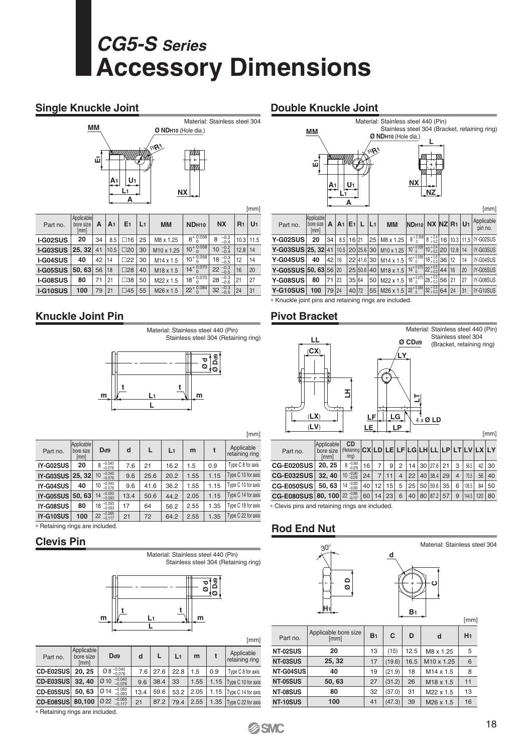# CG5-S Series
# Accessory Dimensions

## Single Knuckle Joint

Material: Stainless steel 304

MM
Ø NDH10 (Hole dia.)
R R1
E1
A1 U1
L1
A
NX

[mm]

| Part no. | Applicable bore size [mm] | A | $A_1$ | $E_1$ | $L_1$ | MM | $ND_{H10}$ | NX | $R_1$ | $U_1$ |
|---|---|---|---|---|---|---|---|---|---|---|
| I-G02SUS | 20 | 34 | 8.5 | □16 | 25 | M8 x 1.25 | $8^{+0.058}_{0}$ | $8^{-0.2}_{-0.4}$ | 10.3 | 11.5 |
| I-G03SUS | 25, 32 | 41 | 10.5 | □20 | 30 | M10 x 1.25 | $10^{+0.058}_{0}$ | $10^{-0.2}_{-0.4}$ | 12.8 | 14 |
| I-G04SUS | 40 | 42 | 14 | □22 | 30 | M14 x 1.5 | $10^{+0.058}_{0}$ | $18^{-0.3}_{-0.5}$ | 12 | 14 |
| I-G05SUS | 50, 63 | 56 | 18 | □28 | 40 | M18 x 1.5 | $14^{+0.070}_{0}$ | $22^{-0.3}_{-0.5}$ | 16 | 20 |
| I-G08SUS | 80 | 71 | 21 | □38 | 50 | M22 x 1.5 | $18^{+0.070}_{0}$ | $28^{-0.3}_{-0.5}$ | 21 | 27 |
| I-G10SUS | 100 | 79 | 21 | □45 | 55 | M26 x 1.5 | $22^{+0.084}_{0}$ | $32^{-0.3}_{-0.5}$ | 24 | 31 |

## Double Knuckle Joint

Material: Stainless steel 440 (Pin)
Stainless steel 304 (Bracket, retaining ring)

MM
Ø NDH10 (Hole dia.)
R R1
E1
A1 U1
L1
A
L
NX
NZ

[mm]

| Part no. | Applicable bore size [mm] | A | $A_1$ | $E_1$ | L | $L_1$ | MM | $ND_{H10}$ | NX | NZ | $R_1$ | $U_1$ | Applicable pin no. |
|---|---|---|---|---|---|---|---|---|---|---|---|---|---|
| Y-G02SUS | 20 | 34 | 8.5 | 16 | 21 | 25 | M8 x 1.25 | $8^{+0.058}_{0}$ | $8^{+0.4}_{+0.2}$ | 16 | 10.3 | 11.5 | IY-G02SUS |
| Y-G03SUS | 25, 32 | 41 | 10.5 | 20 | 25.6 | 30 | M10 x 1.25 | $10^{+0.058}_{0}$ | $10^{+0.4}_{+0.2}$ | 20 | 12.8 | 14 | IY-G03SUS |
| Y-G04SUS | 40 | 42 | 16 | 22 | 41.6 | 30 | M14 x 1.5 | $10^{+0.058}_{0}$ | $18^{+0.5}_{+0.3}$ | 36 | 12 | 14 | IY-G04SUS |
| Y-G05SUS | 50, 63 | 56 | 20 | 25 | 50.6 | 40 | M18 x 1.5 | $14^{+0.070}_{0}$ | $22^{+0.5}_{+0.3}$ | 44 | 16 | 20 | IY-G05SUS |
| Y-G08SUS | 80 | 71 | 23 | 35 | 64 | 50 | M22 x 1.5 | $18^{+0.070}_{0}$ | $28^{+0.5}_{+0.3}$ | 56 | 21 | 27 | IY-G08SUS |
| Y-G10SUS | 100 | 79 | 24 | 40 | 72 | 55 | M26 x 1.5 | $22^{+0.084}_{0}$ | $32^{+0.5}_{+0.3}$ | 64 | 24 | 31 | IY-G10SUS |

* Knuckle joint pins and retaining rings are included.

## Knuckle Joint Pin

Material: Stainless steel 440 (Pin)
Stainless steel 304 (Retaining ring)

Ø d
Ø Dd9
m t L1 t m
L

[mm]

| Part no. | Applicable bore size [mm] | $D_{d9}$ | d | L | $L_1$ | m | t | Applicable retaining ring |
|---|---|---|---|---|---|---|---|---|
| IY-G02SUS | 20 | $8^{-0.040}_{-0.076}$ | 7.6 | 21 | 16.2 | 1.5 | 0.9 | Type C 8 for axis |
| IY-G03SUS | 25, 32 | $10^{-0.040}_{-0.076}$ | 9.6 | 25.6 | 20.2 | 1.55 | 1.15 | Type C 10 for axis |
| IY-G04SUS | 40 | $10^{-0.040}_{-0.076}$ | 9.6 | 41.6 | 36.2 | 1.55 | 1.15 | Type C 10 for axis |
| IY-G05SUS | 50, 63 | $14^{-0.050}_{-0.093}$ | 13.4 | 50.6 | 44.2 | 2.05 | 1.15 | Type C 14 for axis |
| IY-G08SUS | 80 | $18^{-0.050}_{-0.093}$ | 17 | 64 | 56.2 | 2.55 | 1.35 | Type C 18 for axis |
| IY-G10SUS | 100 | $22^{-0.065}_{-0.117}$ | 21 | 72 | 64.2 | 2.55 | 1.35 | Type C 22 for axis |

* Retaining rings are included.

## Pivot Bracket

Material: Stainless steel 440 (Pin)
Stainless steel 304 (Bracket, retaining ring)

LL
(CX)
Ø CDd9
LY
LH
LT
(LX)
(LV)
LF LG
LE LP
4 x Ø LD

[mm]

| Part no. | Applicable bore size [mm] | CD (Retaining ring) | CX | LD | LE | LF | LG | LH | LL | LP | LT | LV | LX | LY |
|---|---|---|---|---|---|---|---|---|---|---|---|---|---|---|
| CG-E020SUS | 20, 25 | $8^{-0.040}_{-0.076}$ | 16 | 7 | 9 | 2 | 14 | 30 | 27.6 | 21 | 3 | 56.5 | 42 | 30 |
| CG-E032SUS | 32, 40 | $10^{-0.040}_{-0.076}$ | 24 | 7 | 11 | 4 | 22 | 40 | 38.4 | 29 | 4 | 70.5 | 56 | 40 |
| CG-E050SUS | 50, 63 | $14^{-0.050}_{-0.093}$ | 40 | 12 | 15 | 5 | 25 | 50 | 59.6 | 35 | 6 | 106.5 | 84 | 50 |
| CG-E080SUS | 80, 100 | $22^{-0.065}_{-0.117}$ | 60 | 14 | 23 | 6 | 40 | 80 | 87.2 | 57 | 9 | 144.5 | 120 | 80 |

* Clevis pins and retaining rings are included.

## Clevis Pin

Material: Stainless steel 440 (Pin)
Stainless steel 304 (Retaining ring)

Ø d
Ø Dd9
m t L1 t m
L

[mm]

| Part no. | Applicable bore size [mm] | $D_{d9}$ | d | L | $L_1$ | m | t | Applicable retaining ring |
|---|---|---|---|---|---|---|---|---|
| CD-E02SUS | 20, 25 | $Ø8^{-0.040}_{-0.076}$ | 7.6 | 27.6 | 22.8 | 1.5 | 0.9 | Type C 8 for axis |
| CD-E03SUS | 32, 40 | $Ø10^{-0.040}_{-0.076}$ | 9.6 | 38.4 | 33 | 1.55 | 1.15 | Type C 10 for axis |
| CD-E05SUS | 50, 63 | $Ø14^{-0.050}_{-0.093}$ | 13.4 | 59.6 | 53.2 | 2.05 | 1.15 | Type C 14 for axis |
| CD-E08SUS | 80,100 | $Ø22^{-0.065}_{-0.117}$ | 21 | 87.2 | 79.4 | 2.55 | 1.35 | Type C 22 for axis |

* Retaining rings are included.

## Rod End Nut

Material: Stainless steel 304

30°
d
Ø D
C
H1
B1

[mm]

| Part no. | Applicable bore size [mm] | $B_1$ | C | D | d | $H_1$ |
|---|---|---|---|---|---|---|
| NT-02SUS | 20 | 13 | (15) | 12.5 | M8 x 1.25 | 5 |
| NT-03SUS | 25, 32 | 17 | (19.6) | 16.5 | M10 x 1.25 | 6 |
| NT-G04SUS | 40 | 19 | (21.9) | 18 | M14 x 1.5 | 8 |
| NT-05SUS | 50, 63 | 27 | (31.2) | 26 | M18 x 1.5 | 11 |
| NT-08SUS | 80 | 32 | (37.0) | 31 | M22 x 1.5 | 13 |
| NT-10SUS | 100 | 41 | (47.3) | 39 | M26 x 1.5 | 16 |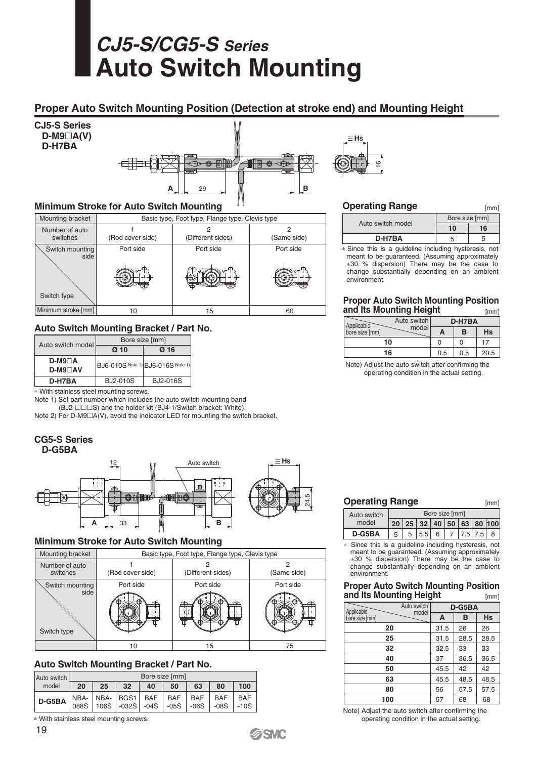# *CJ5-S/CG5-S Series* Auto Switch Mounting

## Proper Auto Switch Mounting Position (Detection at stroke end) and Mounting Height

**CJ5-S Series**
**D-M9□A(V)**
**D-H7BA**

A
29
B
≅ Hs
16

### Minimum Stroke for Auto Switch Mounting

| Mounting bracket | Basic type, Foot type, Flange type, Clevis type | | |
|---|---|---|---|
| Number of auto switches | 1 (Rod cover side) | 2 (Different sides) | 2 (Same side) |
| Switch mounting side / Switch type | Port side | Port side | Port side |
| Minimum stroke [mm] | 10 | 15 | 60 |

### Auto Switch Mounting Bracket / Part No.

| Auto switch model | Bore size [mm] | |
|---|---|---|
| | Ø 10 | Ø 16 |
| D-M9□A<br>D-M9□AV | BJ6-010S Note 1) | BJ6-016S Note 1) |
| D-H7BA | BJ2-010S | BJ2-016S |

∗ With stainless steel mounting screws.
Note 1) Set part number which includes the auto switch mounting band (BJ2-□□□S) and the holder kit (BJ4-1/Switch bracket: White).
Note 2) For D-M9□A(V), avoid the indicator LED for mounting the switch bracket.

### Operating Range

[mm]

| Auto switch model | Bore size [mm] | |
|---|---|---|
| | 10 | 16 |
| D-H7BA | 5 | 5 |

∗ Since this is a guideline including hysteresis, not meant to be guaranteed. (Assuming approximately ±30 % dispersion) There may be the case to change substantially depending on an ambient environment.

### Proper Auto Switch Mounting Position and Its Mounting Height

[mm]

| Applicable bore size [mm] \ Auto switch model | D-H7BA | | |
|---|---|---|---|
| | A | B | Hs |
| 10 | 0 | 0 | 17 |
| 16 | 0.5 | 0.5 | 20.5 |

Note) Adjust the auto switch after confirming the operating condition in the actual setting.

**CG5-S Series**
**D-G5BA**

12
Auto switch
A
33
B
≅ Hs
24.5

### Minimum Stroke for Auto Switch Mounting

| Mounting bracket | Basic type, Foot type, Flange type, Clevis type | | |
|---|---|---|---|
| Number of auto switches | 1 (Rod cover side) | 2 (Different sides) | 2 (Same side) |
| Switch mounting side / Switch type | Port side | Port side | Port side |
| | 10 | 15 | 75 |

### Auto Switch Mounting Bracket / Part No.

| Auto switch model | Bore size [mm] | | | | | | | |
|---|---|---|---|---|---|---|---|---|
| | 20 | 25 | 32 | 40 | 50 | 63 | 80 | 100 |
| D-G5BA | NBA-088S | NBA-106S | BGS1-032S | BAF-04S | BAF-05S | BAF-06S | BAF-08S | BAF-10S |

∗ With stainless steel mounting screws.

### Operating Range

[mm]

| Auto switch model | Bore size [mm] | | | | | | | |
|---|---|---|---|---|---|---|---|---|
| | 20 | 25 | 32 | 40 | 50 | 63 | 80 | 100 |
| D-G5BA | 5 | 5 | 5.5 | 6 | 7 | 7.5 | 7.5 | 8 |

∗ Since this is a guideline including hysteresis, not meant to be guaranteed. (Assuming approximately ±30 % dispersion) There may be the case to change substantially depending on an ambient environment.

### Proper Auto Switch Mounting Position and Its Mounting Height

[mm]

| Applicable bore size [mm] \ Auto switch model | D-G5BA | | |
|---|---|---|---|
| | A | B | Hs |
| 20 | 31.5 | 26 | 26 |
| 25 | 31.5 | 28.5 | 28.5 |
| 32 | 32.5 | 33 | 33 |
| 40 | 37 | 36.5 | 36.5 |
| 50 | 45.5 | 42 | 42 |
| 63 | 45.5 | 48.5 | 48.5 |
| 80 | 56 | 57.5 | 57.5 |
| 100 | 57 | 68 | 68 |

Note) Adjust the auto switch after confirming the operating condition in the actual setting.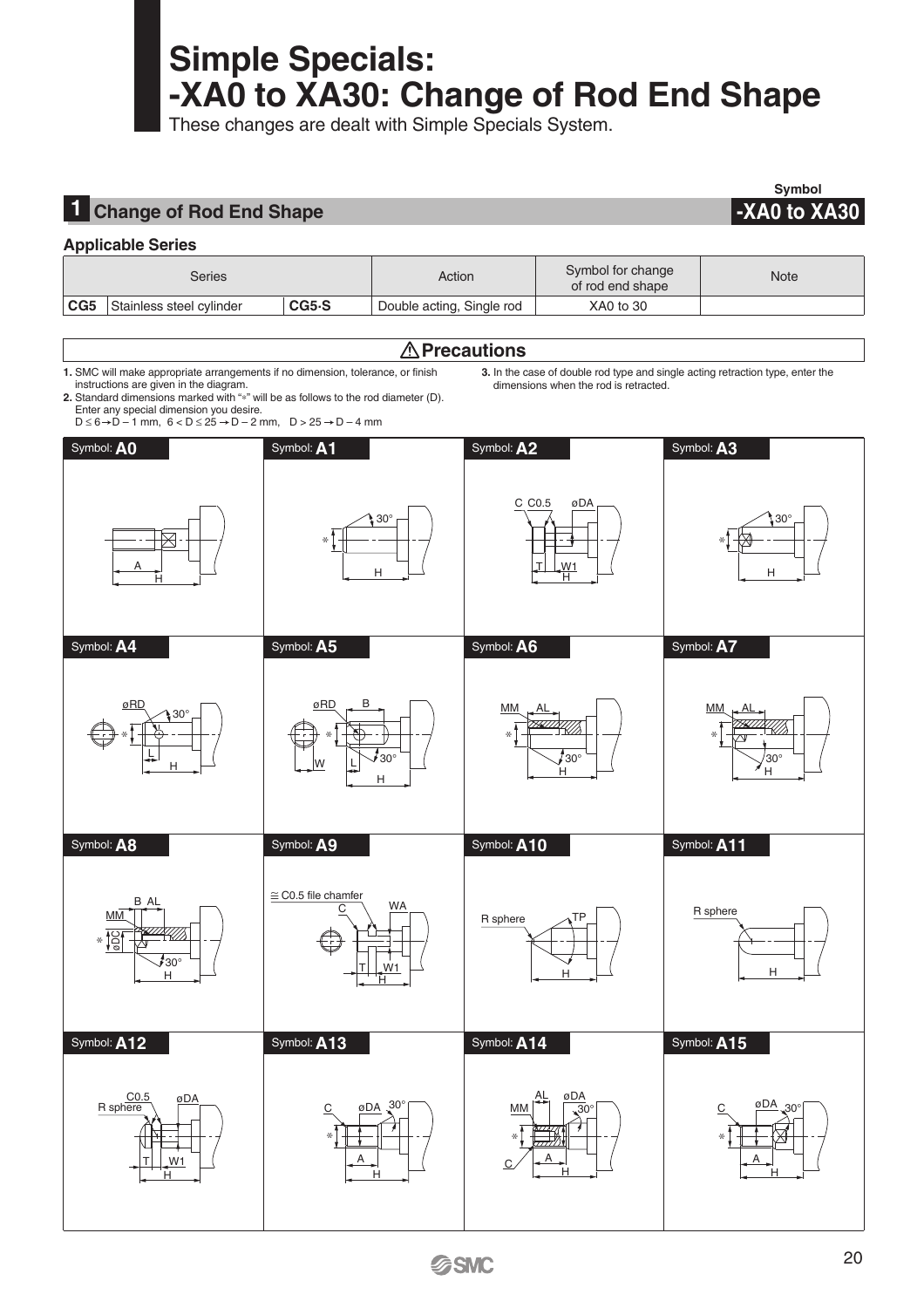# Simple Specials: -XA0 to XA30: Change of Rod End Shape

These changes are dealt with Simple Specials System.

## 1 Change of Rod End Shape

Symbol

**-XA0 to XA30**

### Applicable Series

| Series | | | Action | Symbol for change of rod end shape | Note |
|---|---|---|---|---|---|
| CG5 | Stainless steel cylinder | CG5-S | Double acting, Single rod | XA0 to 30 | |

### ⚠ Precautions

1. SMC will make appropriate arrangements if no dimension, tolerance, or finish instructions are given in the diagram.
2. Standard dimensions marked with "*" will be as follows to the rod diameter (D). Enter any special dimension you desire.
   D ≤ 6→D – 1 mm, 6 < D ≤ 25 → D – 2 mm, D > 25 → D – 4 mm
3. In the case of double rod type and single acting retraction type, enter the dimensions when the rod is retracted.

Symbol: **A0**

A
H

Symbol: **A1**

*
30°
H

Symbol: **A2**

C C0.5 øDA
T W1
H

Symbol: **A3**

*
30°
H

Symbol: **A4**

øRD
30°
*
L
H

Symbol: **A5**

øRD B
*
W L
30°
H

Symbol: **A6**

MM AL
*
30°
H

Symbol: **A7**

MM AL
*
30°
H

Symbol: **A8**

B AL
MM
* øDC
30°
H

Symbol: **A9**

≅ C0.5 file chamfer
C WA
T W1
H

Symbol: **A10**

R sphere TP
H

Symbol: **A11**

R sphere
H

Symbol: **A12**

C0.5
R sphere øDA
T W1
H

Symbol: **A13**

C øDA 30°
*
A
H

Symbol: **A14**

AL øDA
MM 30°
*
C A
H

Symbol: **A15**

C øDA 30°
*
A
H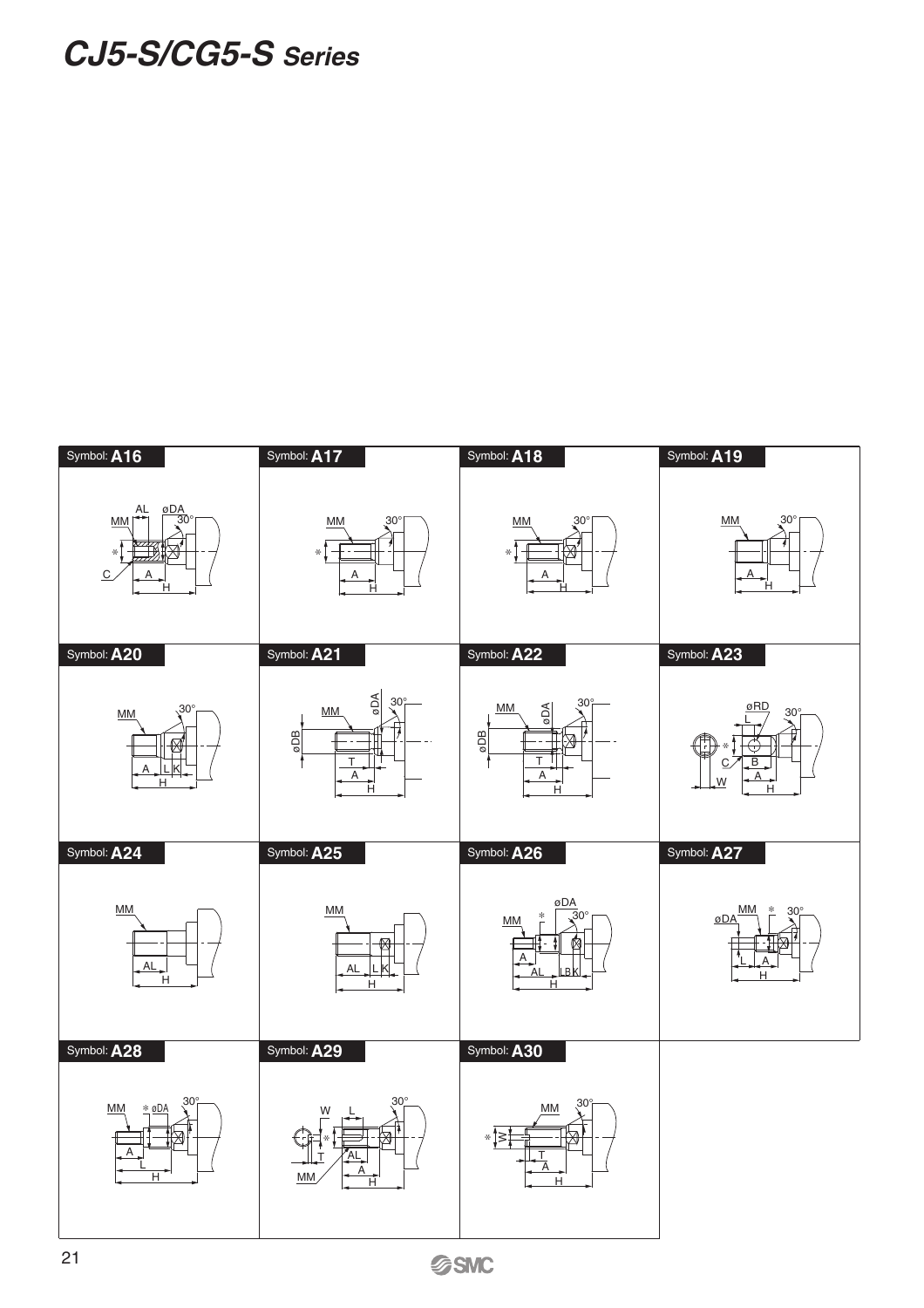# CJ5-S/CG5-S Series

Symbol: **A16**

AL, øDA, MM, 30°, ∗, C, A, H

Symbol: **A17**

MM, 30°, ∗, A, H

Symbol: **A18**

MM, 30°, ∗, A, H

Symbol: **A19**

MM, 30°, A, H

Symbol: **A20**

MM, 30°, A, L, K, H

Symbol: **A21**

MM, øDA, 30°, øDB, T, A, H

Symbol: **A22**

MM, øDA, 30°, øDB, T, A, H

Symbol: **A23**

øRD, L, 30°, ∗, C, B, W, A, H

Symbol: **A24**

MM, AL, H

Symbol: **A25**

MM, AL, L, K, H

Symbol: **A26**

øDA, MM, ∗, 30°, A, AL, LB, K, H

Symbol: **A27**

øDA, MM, ∗, 30°, L, A, H

Symbol: **A28**

MM, ∗ øDA, 30°, A, L, H

Symbol: **A29**

W, L, 30°, ∗, T, AL, A, MM, H

Symbol: **A30**

MM, 30°, ∗, W, T, A, H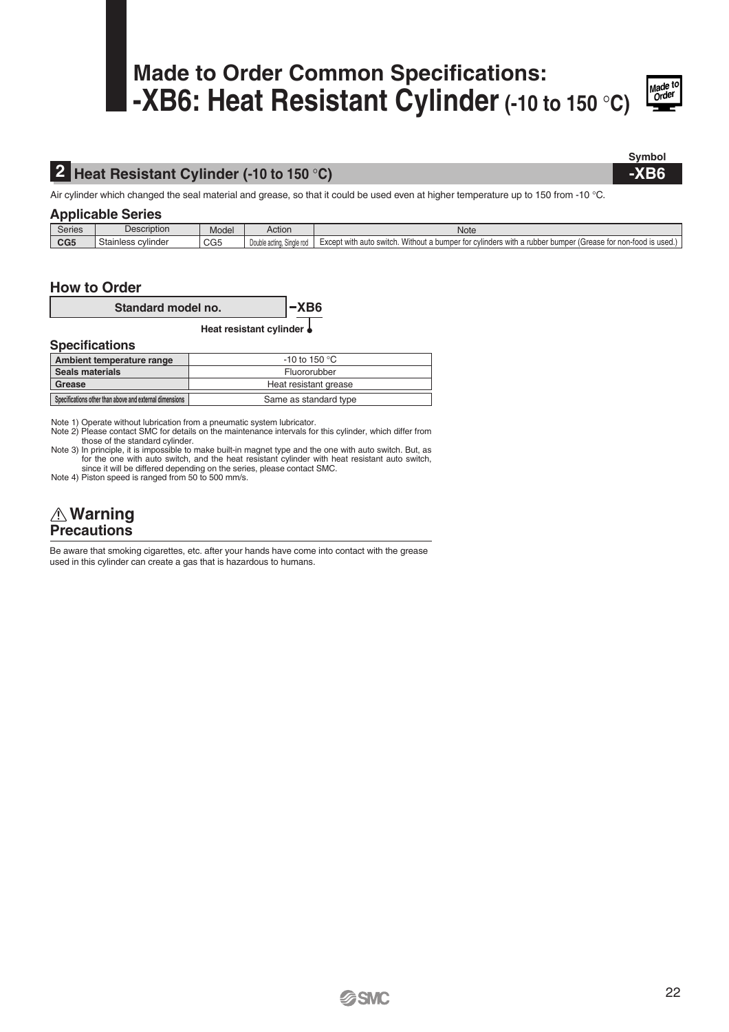# Made to Order Common Specifications:
# -XB6: Heat Resistant Cylinder (-10 to 150 °C)

Made to Order

Symbol

## 2 Heat Resistant Cylinder (-10 to 150 °C) -XB6

Air cylinder which changed the seal material and grease, so that it could be used even at higher temperature up to 150 from -10 °C.

### Applicable Series

| Series | Description | Model | Action | Note |
|---|---|---|---|---|
| CG5 | Stainless cylinder | CG5 | Double acting, Single rod | Except with auto switch. Without a bumper for cylinders with a rubber bumper (Grease for non-food is used.) |

### How to Order

| Standard model no. | –XB6 |
|---|---|

Heat resistant cylinder

### Specifications

| | |
|---|---|
| Ambient temperature range | -10 to 150 °C |
| Seals materials | Fluororubber |
| Grease | Heat resistant grease |
| Specifications other than above and external dimensions | Same as standard type |

Note 1) Operate without lubrication from a pneumatic system lubricator.
Note 2) Please contact SMC for details on the maintenance intervals for this cylinder, which differ from those of the standard cylinder.
Note 3) In principle, it is impossible to make built-in magnet type and the one with auto switch. But, as for the one with auto switch, and the heat resistant cylinder with heat resistant auto switch, since it will be differed depending on the series, please contact SMC.
Note 4) Piston speed is ranged from 50 to 500 mm/s.

### ⚠ Warning
### Precautions

Be aware that smoking cigarettes, etc. after your hands have come into contact with the grease used in this cylinder can create a gas that is hazardous to humans.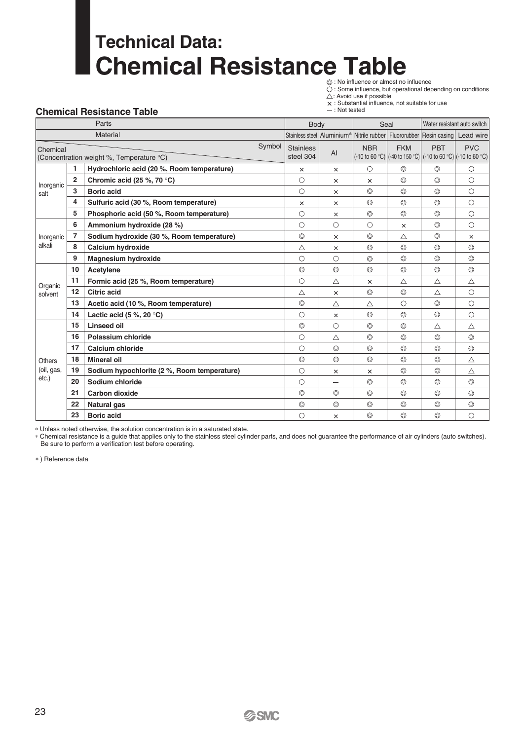# Technical Data: Chemical Resistance Table

◎ : No influence or almost no influence
○ : Some influence, but operational depending on conditions
△ : Avoid use if possible
× : Substantial influence, not suitable for use
— : Not tested

## Chemical Resistance Table

| Parts | | | Body | | Seal | | Water resistant auto switch | |
|---|---|---|---|---|---|---|---|---|
| Material | | | Stainless steel | Aluminium* | Nitrile rubber | Fluororubber | Resin casing | Lead wire |
| Chemical (Concentration weight %, Temperature °C) | | Symbol | Stainless steel 304 | Al | NBR (-10 to 60 °C) | FKM (-40 to 150 °C) | PBT (-10 to 60 °C) | PVC (-10 to 60 °C) |
| Inorganic salt | 1 | **Hydrochloric acid (20 %, Room temperature)** | × | × | ○ | ◎ | ◎ | ○ |
| | 2 | **Chromic acid (25 %, 70 °C)** | ○ | × | × | ◎ | ◎ | ○ |
| | 3 | **Boric acid** | ○ | × | ◎ | ◎ | ◎ | ○ |
| | 4 | **Sulfuric acid (30 %, Room temperature)** | × | × | ◎ | ◎ | ◎ | ○ |
| | 5 | **Phosphoric acid (50 %, Room temperature)** | ○ | × | ◎ | ◎ | ◎ | ○ |
| Inorganic alkali | 6 | **Ammonium hydroxide (28 %)** | ○ | ○ | ○ | × | ◎ | ○ |
| | 7 | **Sodium hydroxide (30 %, Room temperature)** | ◎ | × | ◎ | △ | ◎ | × |
| | 8 | **Calcium hydroxide** | △ | × | ◎ | ◎ | ◎ | ◎ |
| | 9 | **Magnesium hydroxide** | ○ | ○ | ◎ | ◎ | ◎ | ◎ |
| Organic solvent | 10 | **Acetylene** | ◎ | ◎ | ◎ | ◎ | ◎ | ◎ |
| | 11 | **Formic acid (25 %, Room temperature)** | ○ | △ | × | △ | △ | △ |
| | 12 | **Citric acid** | △ | × | ◎ | ◎ | △ | ○ |
| | 13 | **Acetic acid (10 %, Room temperature)** | ◎ | △ | △ | ○ | ◎ | ○ |
| | 14 | **Lactic acid (5 %, 20 °C)** | ○ | × | ◎ | ◎ | ◎ | ○ |
| Others (oil, gas, etc.) | 15 | **Linseed oil** | ◎ | ○ | ◎ | ◎ | △ | △ |
| | 16 | **Polassium chloride** | ○ | △ | ◎ | ◎ | ◎ | ◎ |
| | 17 | **Calcium chloride** | ○ | ◎ | ◎ | ◎ | ◎ | ◎ |
| | 18 | **Mineral oil** | ◎ | ◎ | ◎ | ◎ | ◎ | △ |
| | 19 | **Sodium hypochlorite (2 %, Room temperature)** | ○ | × | × | ◎ | ◎ | △ |
| | 20 | **Sodium chloride** | ○ | — | ◎ | ◎ | ◎ | ◎ |
| | 21 | **Carbon dioxide** | ◎ | ◎ | ◎ | ◎ | ◎ | ◎ |
| | 22 | **Natural gas** | ◎ | ◎ | ◎ | ◎ | ◎ | ◎ |
| | 23 | **Boric acid** | ○ | × | ◎ | ◎ | ◎ | ○ |

* Unless noted otherwise, the solution concentration is in a saturated state.
* Chemical resistance is a guide that applies only to the stainless steel cylinder parts, and does not guarantee the performance of air cylinders (auto switches). Be sure to perform a verification test before operating.

* ) Reference data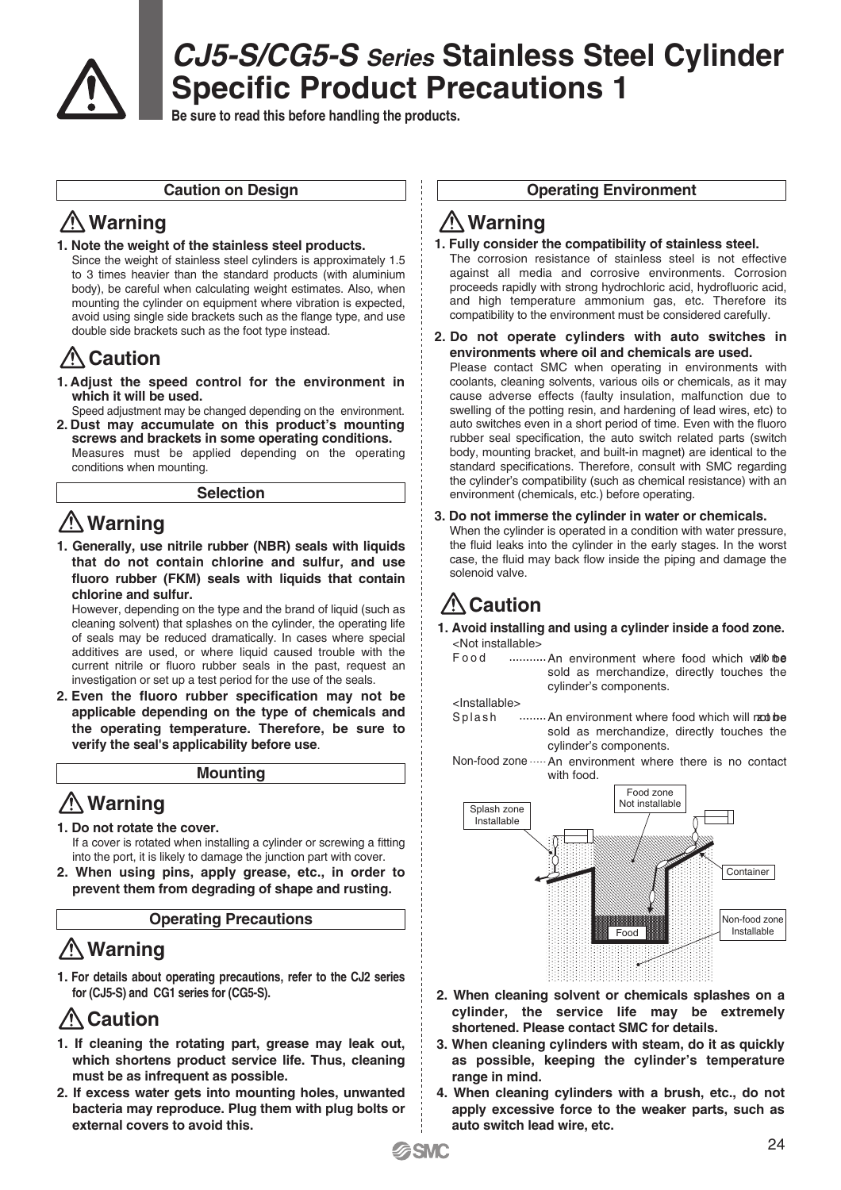# CJ5-S/CG5-S Series Stainless Steel Cylinder Specific Product Precautions 1

**Be sure to read this before handling the products.**

## Caution on Design

### ⚠ Warning

**1. Note the weight of the stainless steel products.**
Since the weight of stainless steel cylinders is approximately 1.5 to 3 times heavier than the standard products (with aluminium body), be careful when calculating weight estimates. Also, when mounting the cylinder on equipment where vibration is expected, avoid using single side brackets such as the flange type, and use double side brackets such as the foot type instead.

### ⚠ Caution

**1. Adjust the speed control for the environment in which it will be used.**
Speed adjustment may be changed depending on the environment.

**2. Dust may accumulate on this product's mounting screws and brackets in some operating conditions.**
Measures must be applied depending on the operating conditions when mounting.

## Selection

### ⚠ Warning

**1. Generally, use nitrile rubber (NBR) seals with liquids that do not contain chlorine and sulfur, and use fluoro rubber (FKM) seals with liquids that contain chlorine and sulfur.**
However, depending on the type and the brand of liquid (such as cleaning solvent) that splashes on the cylinder, the operating life of seals may be reduced dramatically. In cases where special additives are used, or where liquid caused trouble with the current nitrile or fluoro rubber seals in the past, request an investigation or set up a test period for the use of the seals.

**2. Even the fluoro rubber specification may not be applicable depending on the type of chemicals and the operating temperature. Therefore, be sure to verify the seal's applicability before use.**

## Mounting

### ⚠ Warning

**1. Do not rotate the cover.**
If a cover is rotated when installing a cylinder or screwing a fitting into the port, it is likely to damage the junction part with cover.

**2. When using pins, apply grease, etc., in order to prevent them from degrading of shape and rusting.**

## Operating Precautions

### ⚠ Warning

**1. For details about operating precautions, refer to the CJ2 series for (CJ5-S) and CG1 series for (CG5-S).**

### ⚠ Caution

**1. If cleaning the rotating part, grease may leak out, which shortens product service life. Thus, cleaning must be as infrequent as possible.**

**2. If excess water gets into mounting holes, unwanted bacteria may reproduce. Plug them with plug bolts or external covers to avoid this.**

## Operating Environment

### ⚠ Warning

**1. Fully consider the compatibility of stainless steel.**
The corrosion resistance of stainless steel is not effective against all media and corrosive environments. Corrosion proceeds rapidly with strong hydrochloric acid, hydrofluoric acid, and high temperature ammonium gas, etc. Therefore its compatibility to the environment must be considered carefully.

**2. Do not operate cylinders with auto switches in environments where oil and chemicals are used.**
Please contact SMC when operating in environments with coolants, cleaning solvents, various oils or chemicals, as it may cause adverse effects (faulty insulation, malfunction due to swelling of the potting resin, and hardening of lead wires, etc) to auto switches even in a short period of time. Even with the fluoro rubber seal specification, the auto switch related parts (switch body, mounting bracket, and built-in magnet) are identical to the standard specifications. Therefore, consult with SMC regarding the cylinder's compatibility (such as chemical resistance) with an environment (chemicals, etc.) before operating.

**3. Do not immerse the cylinder in water or chemicals.**
When the cylinder is operated in a condition with water pressure, the fluid leaks into the cylinder in the early stages. In the worst case, the fluid may back flow inside the piping and damage the solenoid valve.

### ⚠ Caution

**1. Avoid installing and using a cylinder inside a food zone.**

<Not installable>
Food ........... An environment where food which will be sold as merchandize, directly touches the cylinder's components.

<Installable>
Splash ........ An environment where food which will not be sold as merchandize, directly touches the cylinder's components.
Non-food zone ..... An environment where there is no contact with food.

Splash zone Installable
Food zone Not installable
Container
Non-food zone Installable
Food

**2. When cleaning solvent or chemicals splashes on a cylinder, the service life may be extremely shortened. Please contact SMC for details.**

**3. When cleaning cylinders with steam, do it as quickly as possible, keeping the cylinder's temperature range in mind.**

**4. When cleaning cylinders with a brush, etc., do not apply excessive force to the weaker parts, such as auto switch lead wire, etc.**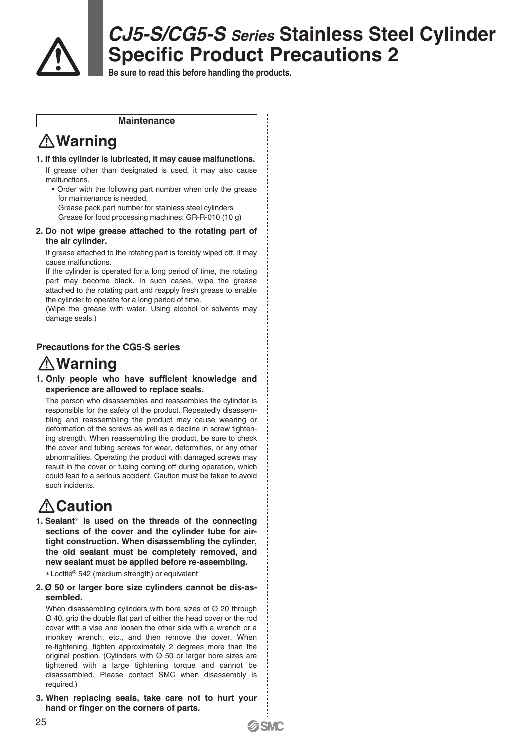# ⚠ *CJ5-S/CG5-S Series* Stainless Steel Cylinder Specific Product Precautions 2

**Be sure to read this before handling the products.**

**Maintenance**

## ⚠Warning

**1. If this cylinder is lubricated, it may cause malfunctions.**

If grease other than designated is used, it may also cause malfunctions.

- Order with the following part number when only the grease for maintenance is needed.
  Grease pack part number for stainless steel cylinders
  Grease for food processing machines: GR-R-010 (10 g)

**2. Do not wipe grease attached to the rotating part of the air cylinder.**

If grease attached to the rotating part is forcibly wiped off, it may cause malfunctions.

If the cylinder is operated for a long period of time, the rotating part may become black. In such cases, wipe the grease attached to the rotating part and reapply fresh grease to enable the cylinder to operate for a long period of time.

(Wipe the grease with water. Using alcohol or solvents may damage seals.)

### Precautions for the CG5-S series

## ⚠Warning

**1. Only people who have sufficient knowledge and experience are allowed to replace seals.**

The person who disassembles and reassembles the cylinder is responsible for the safety of the product. Repeatedly disassembling and reassembling the product may cause wearing or deformation of the screws as well as a decline in screw tightening strength. When reassembling the product, be sure to check the cover and tubing screws for wear, deformities, or any other abnormalities. Operating the product with damaged screws may result in the cover or tubing coming off during operation, which could lead to a serious accident. Caution must be taken to avoid such incidents.

## ⚠Caution

**1. Sealant* is used on the threads of the connecting sections of the cover and the cylinder tube for air-tight construction. When disassembling the cylinder, the old sealant must be completely removed, and new sealant must be applied before re-assembling.**

* Loctite® 542 (medium strength) or equivalent

**2. Ø 50 or larger bore size cylinders cannot be dis-assembled.**

When disassembling cylinders with bore sizes of Ø 20 through Ø 40, grip the double flat part of either the head cover or the rod cover with a vise and loosen the other side with a wrench or a monkey wrench, etc., and then remove the cover. When re-tightening, tighten approximately 2 degrees more than the original position. (Cylinders with Ø 50 or larger bore sizes are tightened with a large tightening torque and cannot be disassembled. Please contact SMC when disassembly is required.)

**3. When replacing seals, take care not to hurt your hand or finger on the corners of parts.**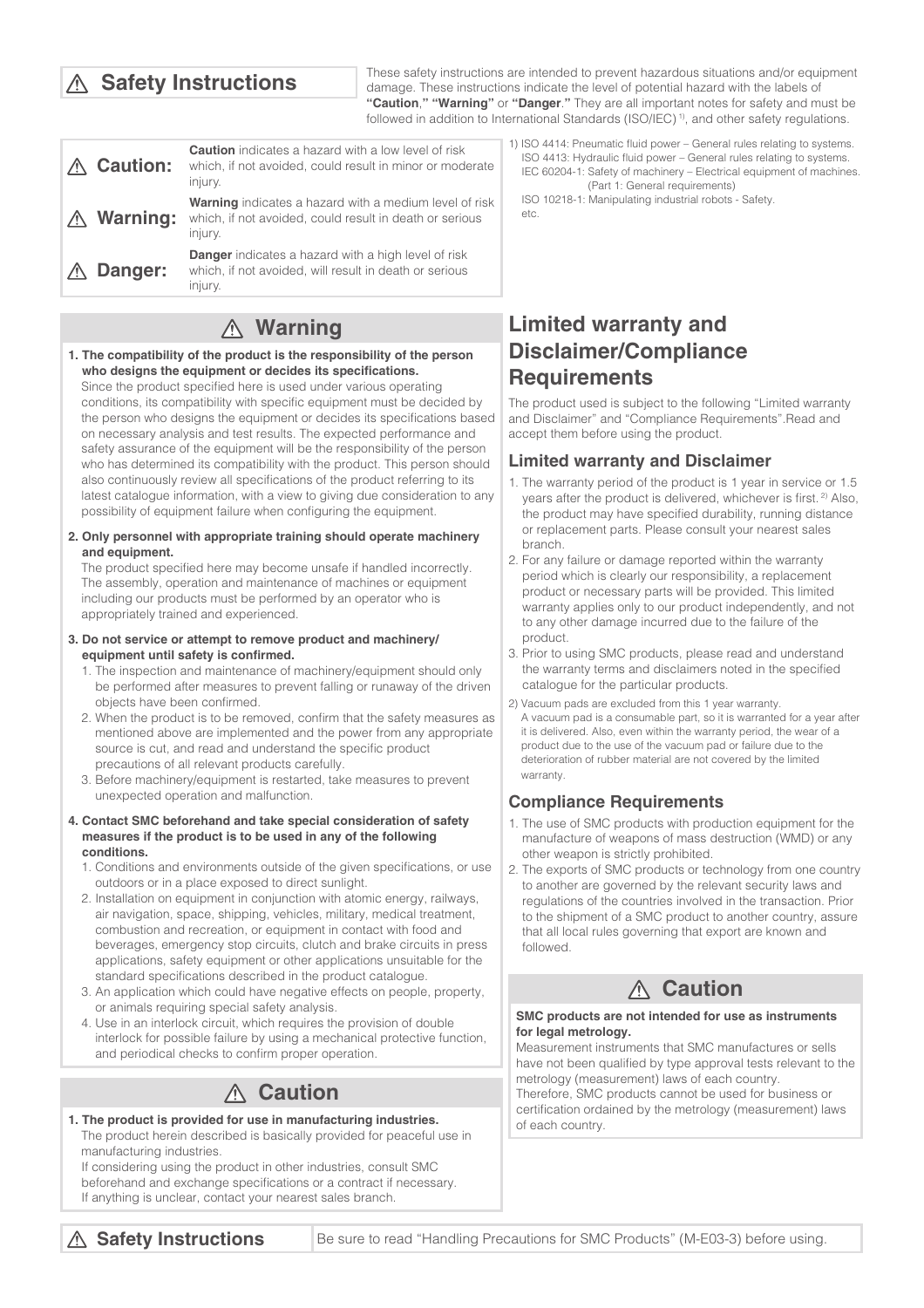# ⚠ Safety Instructions

These safety instructions are intended to prevent hazardous situations and/or equipment damage. These instructions indicate the level of potential hazard with the labels of **"Caution," "Warning"** or **"Danger."** They are all important notes for safety and must be followed in addition to International Standards (ISO/IEC) [1], and other safety regulations.

| | |
|---|---|
| **⚠ Caution:** | **Caution** indicates a hazard with a low level of risk which, if not avoided, could result in minor or moderate injury. |
| **⚠ Warning:** | **Warning** indicates a hazard with a medium level of risk which, if not avoided, could result in death or serious injury. |
| **⚠ Danger:** | **Danger** indicates a hazard with a high level of risk which, if not avoided, will result in death or serious injury. |

1) ISO 4414: Pneumatic fluid power – General rules relating to systems.
ISO 4413: Hydraulic fluid power – General rules relating to systems.
IEC 60204-1: Safety of machinery – Electrical equipment of machines. (Part 1: General requirements)
ISO 10218-1: Manipulating industrial robots - Safety.
etc.

## ⚠ Warning

**1. The compatibility of the product is the responsibility of the person who designs the equipment or decides its specifications.**
Since the product specified here is used under various operating conditions, its compatibility with specific equipment must be decided by the person who designs the equipment or decides its specifications based on necessary analysis and test results. The expected performance and safety assurance of the equipment will be the responsibility of the person who has determined its compatibility with the product. This person should also continuously review all specifications of the product referring to its latest catalogue information, with a view to giving due consideration to any possibility of equipment failure when configuring the equipment.

**2. Only personnel with appropriate training should operate machinery and equipment.**
The product specified here may become unsafe if handled incorrectly. The assembly, operation and maintenance of machines or equipment including our products must be performed by an operator who is appropriately trained and experienced.

**3. Do not service or attempt to remove product and machinery/equipment until safety is confirmed.**
1. The inspection and maintenance of machinery/equipment should only be performed after measures to prevent falling or runaway of the driven objects have been confirmed.
2. When the product is to be removed, confirm that the safety measures as mentioned above are implemented and the power from any appropriate source is cut, and read and understand the specific product precautions of all relevant products carefully.
3. Before machinery/equipment is restarted, take measures to prevent unexpected operation and malfunction.

**4. Contact SMC beforehand and take special consideration of safety measures if the product is to be used in any of the following conditions.**
1. Conditions and environments outside of the given specifications, or use outdoors or in a place exposed to direct sunlight.
2. Installation on equipment in conjunction with atomic energy, railways, air navigation, space, shipping, vehicles, military, medical treatment, combustion and recreation, or equipment in contact with food and beverages, emergency stop circuits, clutch and brake circuits in press applications, safety equipment or other applications unsuitable for the standard specifications described in the product catalogue.
3. An application which could have negative effects on people, property, or animals requiring special safety analysis.
4. Use in an interlock circuit, which requires the provision of double interlock for possible failure by using a mechanical protective function, and periodical checks to confirm proper operation.

## ⚠ Caution

**1. The product is provided for use in manufacturing industries.**
The product herein described is basically provided for peaceful use in manufacturing industries.
If considering using the product in other industries, consult SMC beforehand and exchange specifications or a contract if necessary.
If anything is unclear, contact your nearest sales branch.

# Limited warranty and Disclaimer/Compliance Requirements

The product used is subject to the following "Limited warranty and Disclaimer" and "Compliance Requirements".Read and accept them before using the product.

## Limited warranty and Disclaimer

1. The warranty period of the product is 1 year in service or 1.5 years after the product is delivered, whichever is first. [2] Also, the product may have specified durability, running distance or replacement parts. Please consult your nearest sales branch.
2. For any failure or damage reported within the warranty period which is clearly our responsibility, a replacement product or necessary parts will be provided. This limited warranty applies only to our product independently, and not to any other damage incurred due to the failure of the product.
3. Prior to using SMC products, please read and understand the warranty terms and disclaimers noted in the specified catalogue for the particular products.

2) Vacuum pads are excluded from this 1 year warranty.
A vacuum pad is a consumable part, so it is warranted for a year after it is delivered. Also, even within the warranty period, the wear of a product due to the use of the vacuum pad or failure due to the deterioration of rubber material are not covered by the limited warranty.

## Compliance Requirements

1. The use of SMC products with production equipment for the manufacture of weapons of mass destruction (WMD) or any other weapon is strictly prohibited.
2. The exports of SMC products or technology from one country to another are governed by the relevant security laws and regulations of the countries involved in the transaction. Prior to the shipment of a SMC product to another country, assure that all local rules governing that export are known and followed.

## ⚠ Caution

**SMC products are not intended for use as instruments for legal metrology.**
Measurement instruments that SMC manufactures or sells have not been qualified by type approval tests relevant to the metrology (measurement) laws of each country.
Therefore, SMC products cannot be used for business or certification ordained by the metrology (measurement) laws of each country.

**⚠ Safety Instructions** Be sure to read "Handling Precautions for SMC Products" (M-E03-3) before using.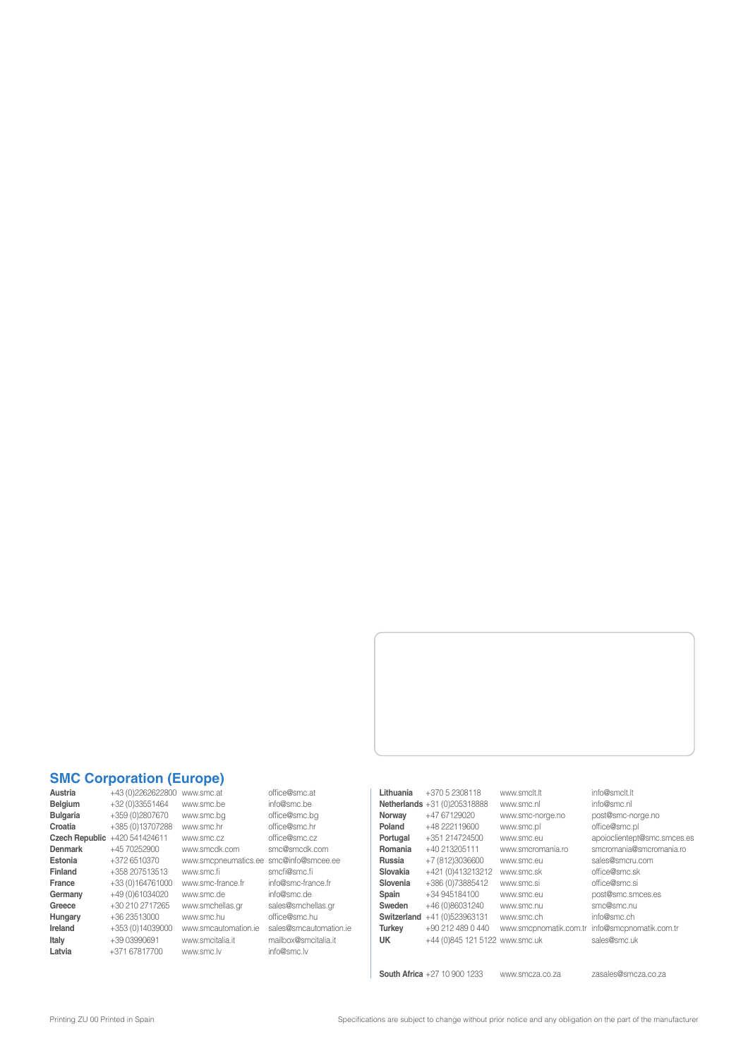## SMC Corporation (Europe)

| | | | |
|---|---|---|---|
| **Austria** | +43 (0)2262622800 | www.smc.at | office@smc.at |
| **Belgium** | +32 (0)33551464 | www.smc.be | info@smc.be |
| **Bulgaria** | +359 (0)2807670 | www.smc.bg | office@smc.bg |
| **Croatia** | +385 (0)13707288 | www.smc.hr | office@smc.hr |
| **Czech Republic** | +420 541424611 | www.smc.cz | office@smc.cz |
| **Denmark** | +45 70252900 | www.smcdk.com | smc@smcdk.com |
| **Estonia** | +372 6510370 | www.smcpneumatics.ee | smc@info@smcee.ee |
| **Finland** | +358 207513513 | www.smc.fi | smcfi@smc.fi |
| **France** | +33 (0)164761000 | www.smc-france.fr | info@smc-france.fr |
| **Germany** | +49 (0)61034020 | www.smc.de | info@smc.de |
| **Greece** | +30 210 2717265 | www.smchellas.gr | sales@smchellas.gr |
| **Hungary** | +36 23513000 | www.smc.hu | office@smc.hu |
| **Ireland** | +353 (0)14039000 | www.smcautomation.ie | sales@smcautomation.ie |
| **Italy** | +39 03990691 | www.smcitalia.it | mailbox@smcitalia.it |
| **Latvia** | +371 67817700 | www.smc.lv | info@smc.lv |
| **Lithuania** | +370 5 2308118 | www.smclt.lt | info@smclt.lt |
| **Netherlands** | +31 (0)205318888 | www.smc.nl | info@smc.nl |
| **Norway** | +47 67129020 | www.smc-norge.no | post@smc-norge.no |
| **Poland** | +48 222119600 | www.smc.pl | office@smc.pl |
| **Portugal** | +351 214724500 | www.smc.eu | apoioclientept@smc.smces.es |
| **Romania** | +40 213205111 | www.smcromania.ro | smcromania@smcromania.ro |
| **Russia** | +7 (812)3036600 | www.smc.eu | sales@smcru.com |
| **Slovakia** | +421 (0)413213212 | www.smc.sk | office@smc.sk |
| **Slovenia** | +386 (0)73885412 | www.smc.si | office@smc.si |
| **Spain** | +34 945184100 | www.smc.eu | post@smc.smces.es |
| **Sweden** | +46 (0)86031240 | www.smc.nu | smc@smc.nu |
| **Switzerland** | +41 (0)523963131 | www.smc.ch | info@smc.ch |
| **Turkey** | +90 212 489 0 440 | www.smcpnomatik.com.tr | info@smcpnomatik.com.tr |
| **UK** | +44 (0)845 121 5122 | www.smc.uk | sales@smc.uk |
| **South Africa** | +27 10 900 1233 | www.smcza.co.za | zasales@smcza.co.za |

Printing ZU 00 Printed in Spain

Specifications are subject to change without prior notice and any obligation on the part of the manufacturer